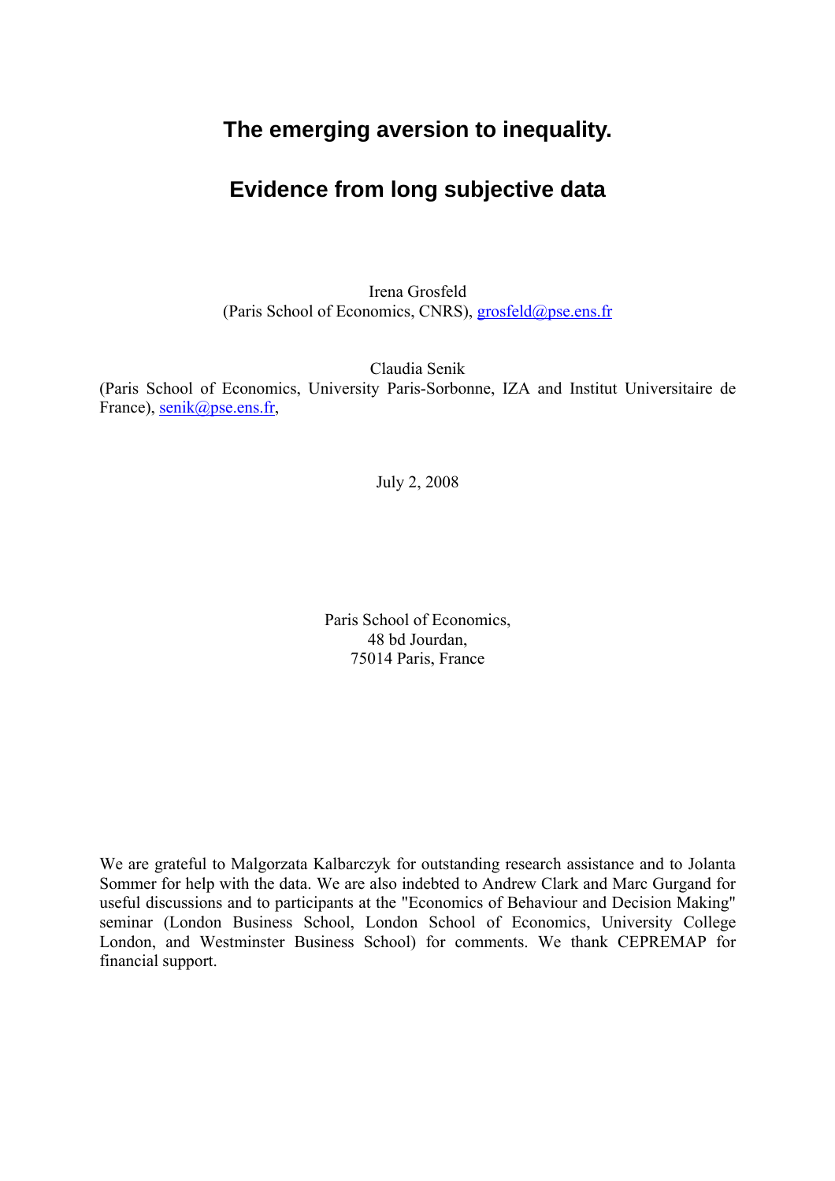# The emerging aversion to inequality.

# Evidence from long subjective data

Irena Grosfeld
(Paris School of Economics, CNRS), grosfeld@pse.ens.fr

Claudia Senik
(Paris School of Economics, University Paris-Sorbonne, IZA and Institut Universitaire de France), senik@pse.ens.fr,

July 2, 2008

Paris School of Economics,
48 bd Jourdan,
75014 Paris, France

We are grateful to Malgorzata Kalbarczyk for outstanding research assistance and to Jolanta Sommer for help with the data. We are also indebted to Andrew Clark and Marc Gurgand for useful discussions and to participants at the "Economics of Behaviour and Decision Making" seminar (London Business School, London School of Economics, University College London, and Westminster Business School) for comments. We thank CEPREMAP for financial support.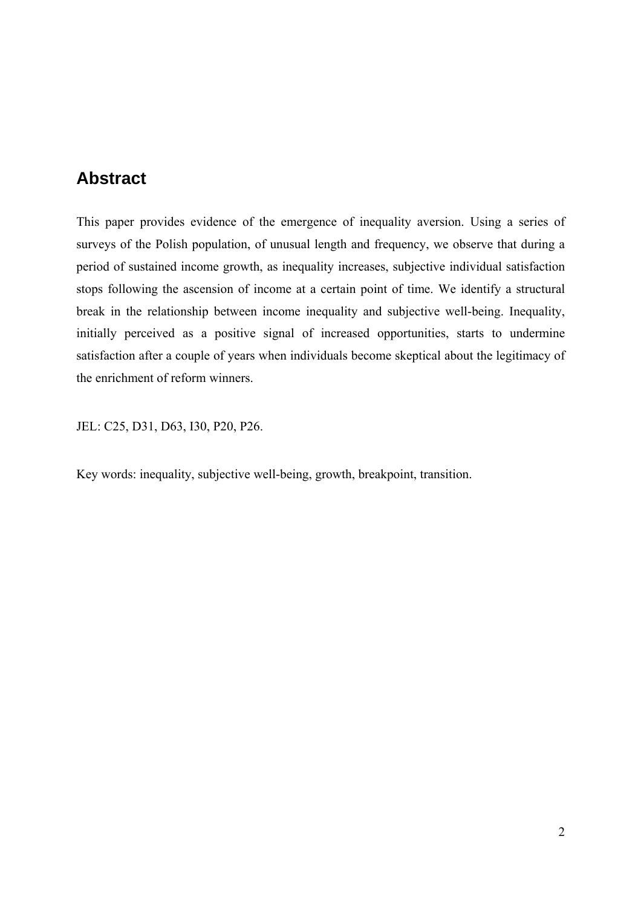## Abstract

This paper provides evidence of the emergence of inequality aversion. Using a series of surveys of the Polish population, of unusual length and frequency, we observe that during a period of sustained income growth, as inequality increases, subjective individual satisfaction stops following the ascension of income at a certain point of time. We identify a structural break in the relationship between income inequality and subjective well-being. Inequality, initially perceived as a positive signal of increased opportunities, starts to undermine satisfaction after a couple of years when individuals become skeptical about the legitimacy of the enrichment of reform winners.

JEL: C25, D31, D63, I30, P20, P26.

Key words: inequality, subjective well-being, growth, breakpoint, transition.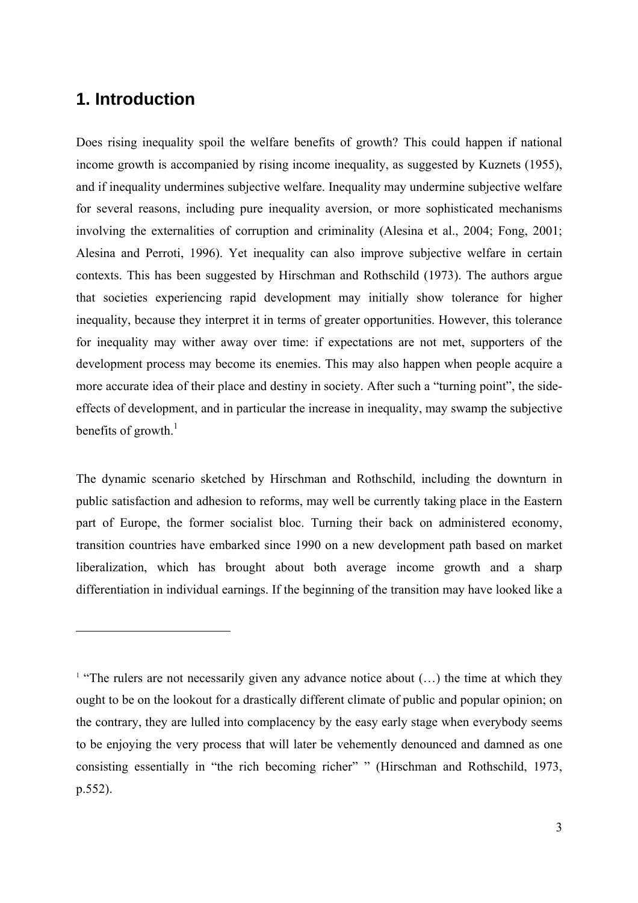# 1. Introduction

Does rising inequality spoil the welfare benefits of growth? This could happen if national income growth is accompanied by rising income inequality, as suggested by Kuznets (1955), and if inequality undermines subjective welfare. Inequality may undermine subjective welfare for several reasons, including pure inequality aversion, or more sophisticated mechanisms involving the externalities of corruption and criminality (Alesina et al., 2004; Fong, 2001; Alesina and Perroti, 1996). Yet inequality can also improve subjective welfare in certain contexts. This has been suggested by Hirschman and Rothschild (1973). The authors argue that societies experiencing rapid development may initially show tolerance for higher inequality, because they interpret it in terms of greater opportunities. However, this tolerance for inequality may wither away over time: if expectations are not met, supporters of the development process may become its enemies. This may also happen when people acquire a more accurate idea of their place and destiny in society. After such a "turning point", the side-effects of development, and in particular the increase in inequality, may swamp the subjective benefits of growth.[1]

The dynamic scenario sketched by Hirschman and Rothschild, including the downturn in public satisfaction and adhesion to reforms, may well be currently taking place in the Eastern part of Europe, the former socialist bloc. Turning their back on administered economy, transition countries have embarked since 1990 on a new development path based on market liberalization, which has brought about both average income growth and a sharp differentiation in individual earnings. If the beginning of the transition may have looked like a

---

[1] "The rulers are not necessarily given any advance notice about (…) the time at which they ought to be on the lookout for a drastically different climate of public and popular opinion; on the contrary, they are lulled into complacency by the easy early stage when everybody seems to be enjoying the very process that will later be vehemently denounced and damned as one consisting essentially in "the rich becoming richer" " (Hirschman and Rothschild, 1973, p.552).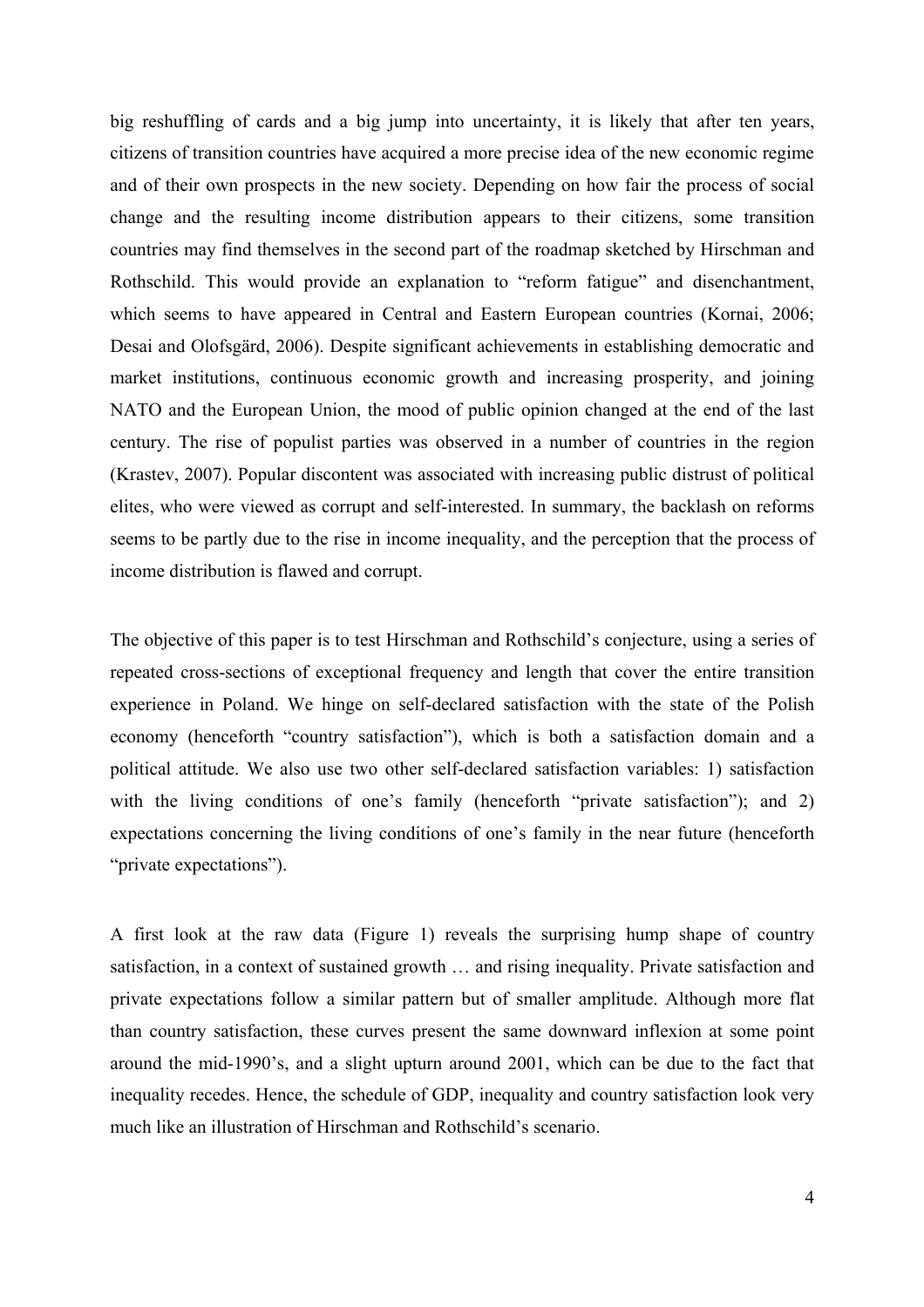big reshuffling of cards and a big jump into uncertainty, it is likely that after ten years, citizens of transition countries have acquired a more precise idea of the new economic regime and of their own prospects in the new society. Depending on how fair the process of social change and the resulting income distribution appears to their citizens, some transition countries may find themselves in the second part of the roadmap sketched by Hirschman and Rothschild. This would provide an explanation to "reform fatigue" and disenchantment, which seems to have appeared in Central and Eastern European countries (Kornai, 2006; Desai and Olofsgärd, 2006). Despite significant achievements in establishing democratic and market institutions, continuous economic growth and increasing prosperity, and joining NATO and the European Union, the mood of public opinion changed at the end of the last century. The rise of populist parties was observed in a number of countries in the region (Krastev, 2007). Popular discontent was associated with increasing public distrust of political elites, who were viewed as corrupt and self-interested. In summary, the backlash on reforms seems to be partly due to the rise in income inequality, and the perception that the process of income distribution is flawed and corrupt.

The objective of this paper is to test Hirschman and Rothschild's conjecture, using a series of repeated cross-sections of exceptional frequency and length that cover the entire transition experience in Poland. We hinge on self-declared satisfaction with the state of the Polish economy (henceforth "country satisfaction"), which is both a satisfaction domain and a political attitude. We also use two other self-declared satisfaction variables: 1) satisfaction with the living conditions of one's family (henceforth "private satisfaction"); and 2) expectations concerning the living conditions of one's family in the near future (henceforth "private expectations").

A first look at the raw data (Figure 1) reveals the surprising hump shape of country satisfaction, in a context of sustained growth … and rising inequality. Private satisfaction and private expectations follow a similar pattern but of smaller amplitude. Although more flat than country satisfaction, these curves present the same downward inflexion at some point around the mid-1990's, and a slight upturn around 2001, which can be due to the fact that inequality recedes. Hence, the schedule of GDP, inequality and country satisfaction look very much like an illustration of Hirschman and Rothschild's scenario.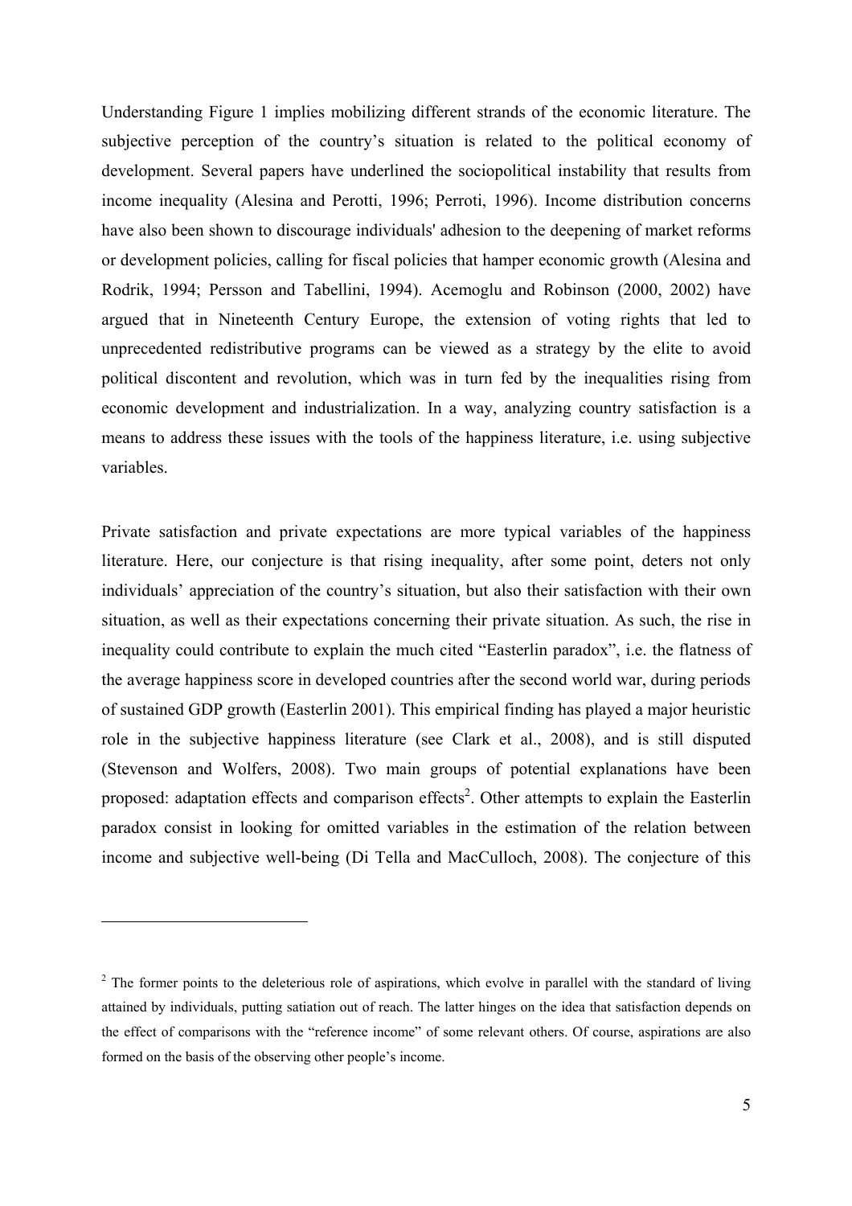Understanding Figure 1 implies mobilizing different strands of the economic literature. The subjective perception of the country's situation is related to the political economy of development. Several papers have underlined the sociopolitical instability that results from income inequality (Alesina and Perotti, 1996; Perroti, 1996). Income distribution concerns have also been shown to discourage individuals' adhesion to the deepening of market reforms or development policies, calling for fiscal policies that hamper economic growth (Alesina and Rodrik, 1994; Persson and Tabellini, 1994). Acemoglu and Robinson (2000, 2002) have argued that in Nineteenth Century Europe, the extension of voting rights that led to unprecedented redistributive programs can be viewed as a strategy by the elite to avoid political discontent and revolution, which was in turn fed by the inequalities rising from economic development and industrialization. In a way, analyzing country satisfaction is a means to address these issues with the tools of the happiness literature, i.e. using subjective variables.

Private satisfaction and private expectations are more typical variables of the happiness literature. Here, our conjecture is that rising inequality, after some point, deters not only individuals' appreciation of the country's situation, but also their satisfaction with their own situation, as well as their expectations concerning their private situation. As such, the rise in inequality could contribute to explain the much cited "Easterlin paradox", i.e. the flatness of the average happiness score in developed countries after the second world war, during periods of sustained GDP growth (Easterlin 2001). This empirical finding has played a major heuristic role in the subjective happiness literature (see Clark et al., 2008), and is still disputed (Stevenson and Wolfers, 2008). Two main groups of potential explanations have been proposed: adaptation effects and comparison effects[2]. Other attempts to explain the Easterlin paradox consist in looking for omitted variables in the estimation of the relation between income and subjective well-being (Di Tella and MacCulloch, 2008). The conjecture of this

[2] The former points to the deleterious role of aspirations, which evolve in parallel with the standard of living attained by individuals, putting satiation out of reach. The latter hinges on the idea that satisfaction depends on the effect of comparisons with the "reference income" of some relevant others. Of course, aspirations are also formed on the basis of the observing other people's income.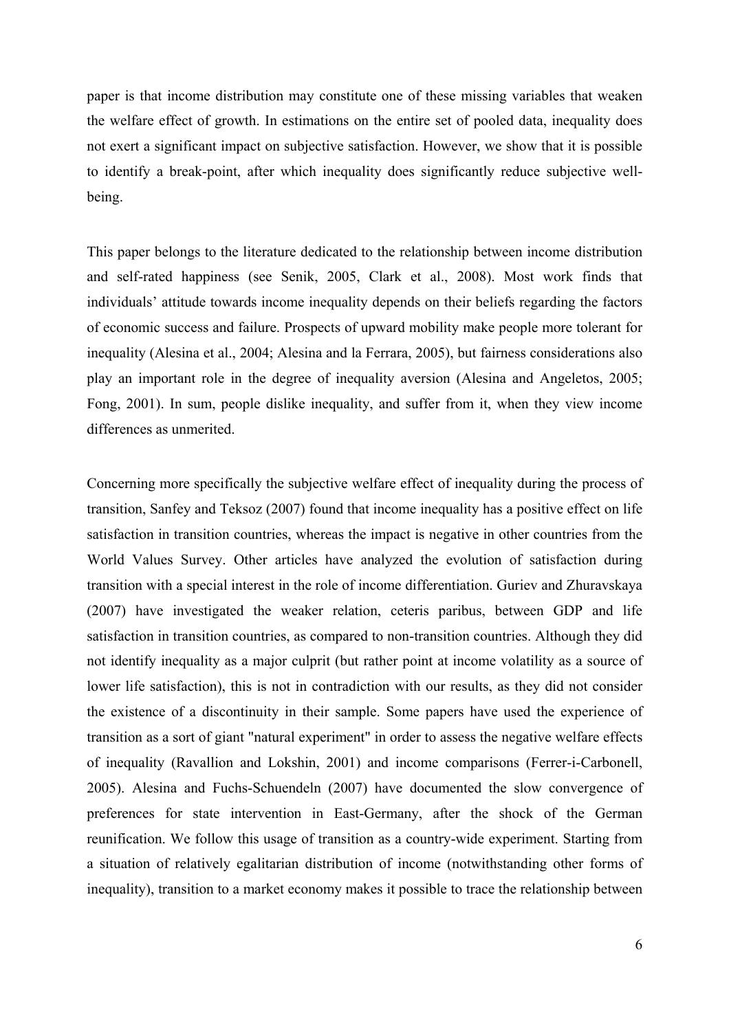paper is that income distribution may constitute one of these missing variables that weaken the welfare effect of growth. In estimations on the entire set of pooled data, inequality does not exert a significant impact on subjective satisfaction. However, we show that it is possible to identify a break-point, after which inequality does significantly reduce subjective well-being.

This paper belongs to the literature dedicated to the relationship between income distribution and self-rated happiness (see Senik, 2005, Clark et al., 2008). Most work finds that individuals' attitude towards income inequality depends on their beliefs regarding the factors of economic success and failure. Prospects of upward mobility make people more tolerant for inequality (Alesina et al., 2004; Alesina and la Ferrara, 2005), but fairness considerations also play an important role in the degree of inequality aversion (Alesina and Angeletos, 2005; Fong, 2001). In sum, people dislike inequality, and suffer from it, when they view income differences as unmerited.

Concerning more specifically the subjective welfare effect of inequality during the process of transition, Sanfey and Teksoz (2007) found that income inequality has a positive effect on life satisfaction in transition countries, whereas the impact is negative in other countries from the World Values Survey. Other articles have analyzed the evolution of satisfaction during transition with a special interest in the role of income differentiation. Guriev and Zhuravskaya (2007) have investigated the weaker relation, ceteris paribus, between GDP and life satisfaction in transition countries, as compared to non-transition countries. Although they did not identify inequality as a major culprit (but rather point at income volatility as a source of lower life satisfaction), this is not in contradiction with our results, as they did not consider the existence of a discontinuity in their sample. Some papers have used the experience of transition as a sort of giant "natural experiment" in order to assess the negative welfare effects of inequality (Ravallion and Lokshin, 2001) and income comparisons (Ferrer-i-Carbonell, 2005). Alesina and Fuchs-Schuendeln (2007) have documented the slow convergence of preferences for state intervention in East-Germany, after the shock of the German reunification. We follow this usage of transition as a country-wide experiment. Starting from a situation of relatively egalitarian distribution of income (notwithstanding other forms of inequality), transition to a market economy makes it possible to trace the relationship between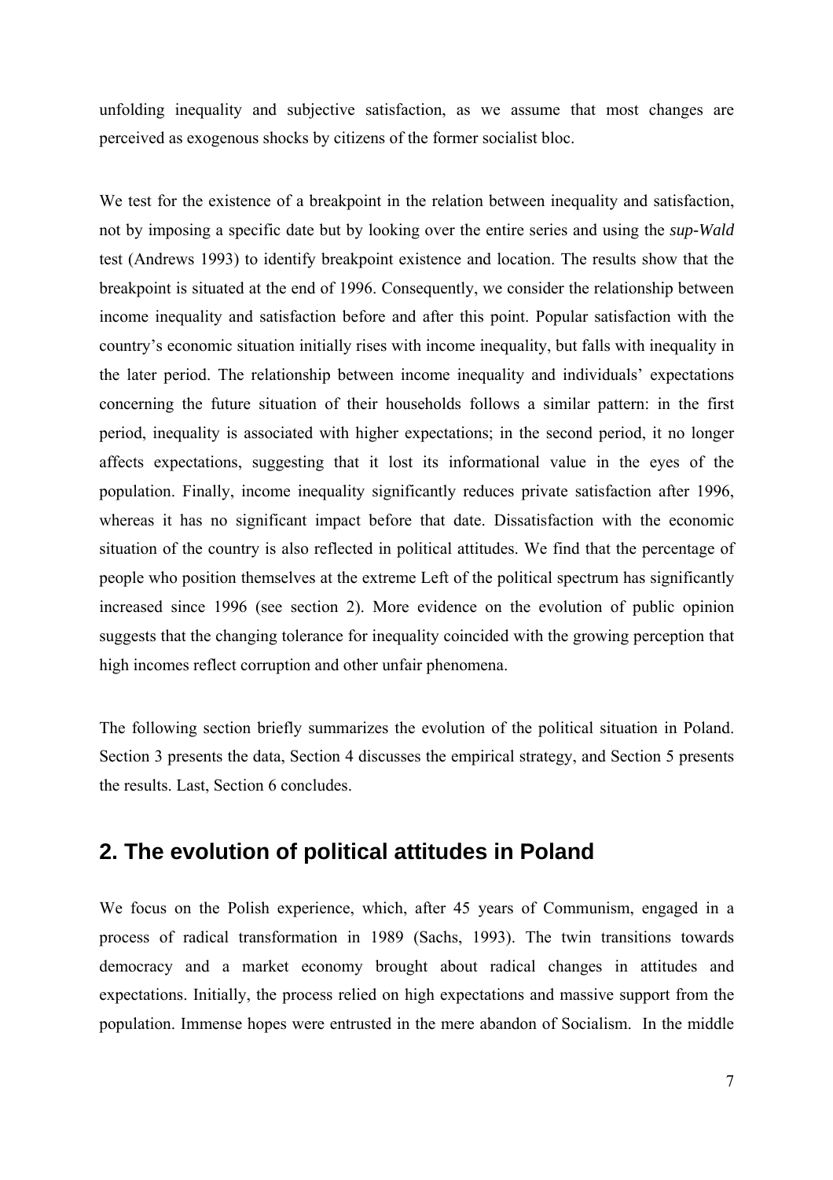unfolding inequality and subjective satisfaction, as we assume that most changes are perceived as exogenous shocks by citizens of the former socialist bloc.

We test for the existence of a breakpoint in the relation between inequality and satisfaction, not by imposing a specific date but by looking over the entire series and using the *sup-Wald* test (Andrews 1993) to identify breakpoint existence and location. The results show that the breakpoint is situated at the end of 1996. Consequently, we consider the relationship between income inequality and satisfaction before and after this point. Popular satisfaction with the country's economic situation initially rises with income inequality, but falls with inequality in the later period. The relationship between income inequality and individuals' expectations concerning the future situation of their households follows a similar pattern: in the first period, inequality is associated with higher expectations; in the second period, it no longer affects expectations, suggesting that it lost its informational value in the eyes of the population. Finally, income inequality significantly reduces private satisfaction after 1996, whereas it has no significant impact before that date. Dissatisfaction with the economic situation of the country is also reflected in political attitudes. We find that the percentage of people who position themselves at the extreme Left of the political spectrum has significantly increased since 1996 (see section 2). More evidence on the evolution of public opinion suggests that the changing tolerance for inequality coincided with the growing perception that high incomes reflect corruption and other unfair phenomena.

The following section briefly summarizes the evolution of the political situation in Poland. Section 3 presents the data, Section 4 discusses the empirical strategy, and Section 5 presents the results. Last, Section 6 concludes.

## 2. The evolution of political attitudes in Poland

We focus on the Polish experience, which, after 45 years of Communism, engaged in a process of radical transformation in 1989 (Sachs, 1993). The twin transitions towards democracy and a market economy brought about radical changes in attitudes and expectations. Initially, the process relied on high expectations and massive support from the population. Immense hopes were entrusted in the mere abandon of Socialism. In the middle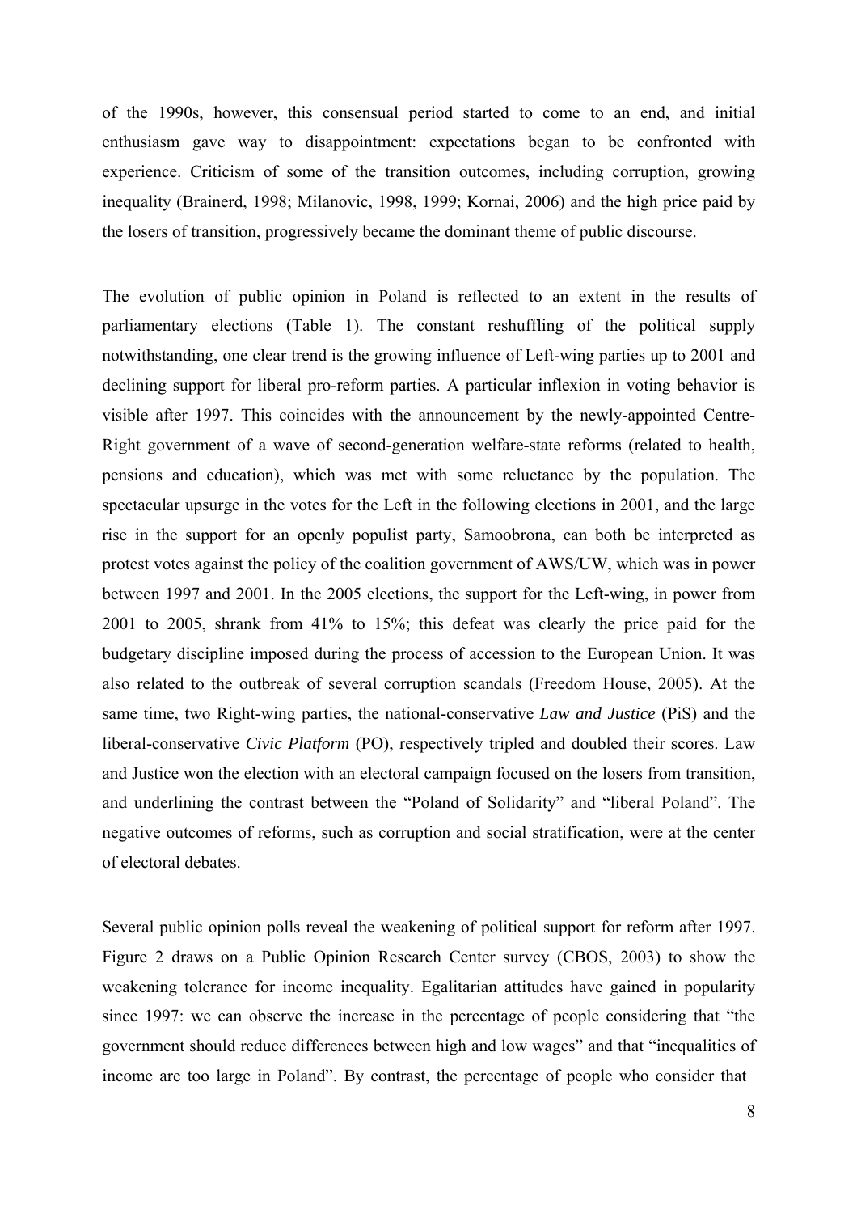of the 1990s, however, this consensual period started to come to an end, and initial enthusiasm gave way to disappointment: expectations began to be confronted with experience. Criticism of some of the transition outcomes, including corruption, growing inequality (Brainerd, 1998; Milanovic, 1998, 1999; Kornai, 2006) and the high price paid by the losers of transition, progressively became the dominant theme of public discourse.

The evolution of public opinion in Poland is reflected to an extent in the results of parliamentary elections (Table 1). The constant reshuffling of the political supply notwithstanding, one clear trend is the growing influence of Left-wing parties up to 2001 and declining support for liberal pro-reform parties. A particular inflexion in voting behavior is visible after 1997. This coincides with the announcement by the newly-appointed Centre-Right government of a wave of second-generation welfare-state reforms (related to health, pensions and education), which was met with some reluctance by the population. The spectacular upsurge in the votes for the Left in the following elections in 2001, and the large rise in the support for an openly populist party, Samoobrona, can both be interpreted as protest votes against the policy of the coalition government of AWS/UW, which was in power between 1997 and 2001. In the 2005 elections, the support for the Left-wing, in power from 2001 to 2005, shrank from 41% to 15%; this defeat was clearly the price paid for the budgetary discipline imposed during the process of accession to the European Union. It was also related to the outbreak of several corruption scandals (Freedom House, 2005). At the same time, two Right-wing parties, the national-conservative *Law and Justice* (PiS) and the liberal-conservative *Civic Platform* (PO), respectively tripled and doubled their scores. Law and Justice won the election with an electoral campaign focused on the losers from transition, and underlining the contrast between the "Poland of Solidarity" and "liberal Poland". The negative outcomes of reforms, such as corruption and social stratification, were at the center of electoral debates.

Several public opinion polls reveal the weakening of political support for reform after 1997. Figure 2 draws on a Public Opinion Research Center survey (CBOS, 2003) to show the weakening tolerance for income inequality. Egalitarian attitudes have gained in popularity since 1997: we can observe the increase in the percentage of people considering that "the government should reduce differences between high and low wages" and that "inequalities of income are too large in Poland". By contrast, the percentage of people who consider that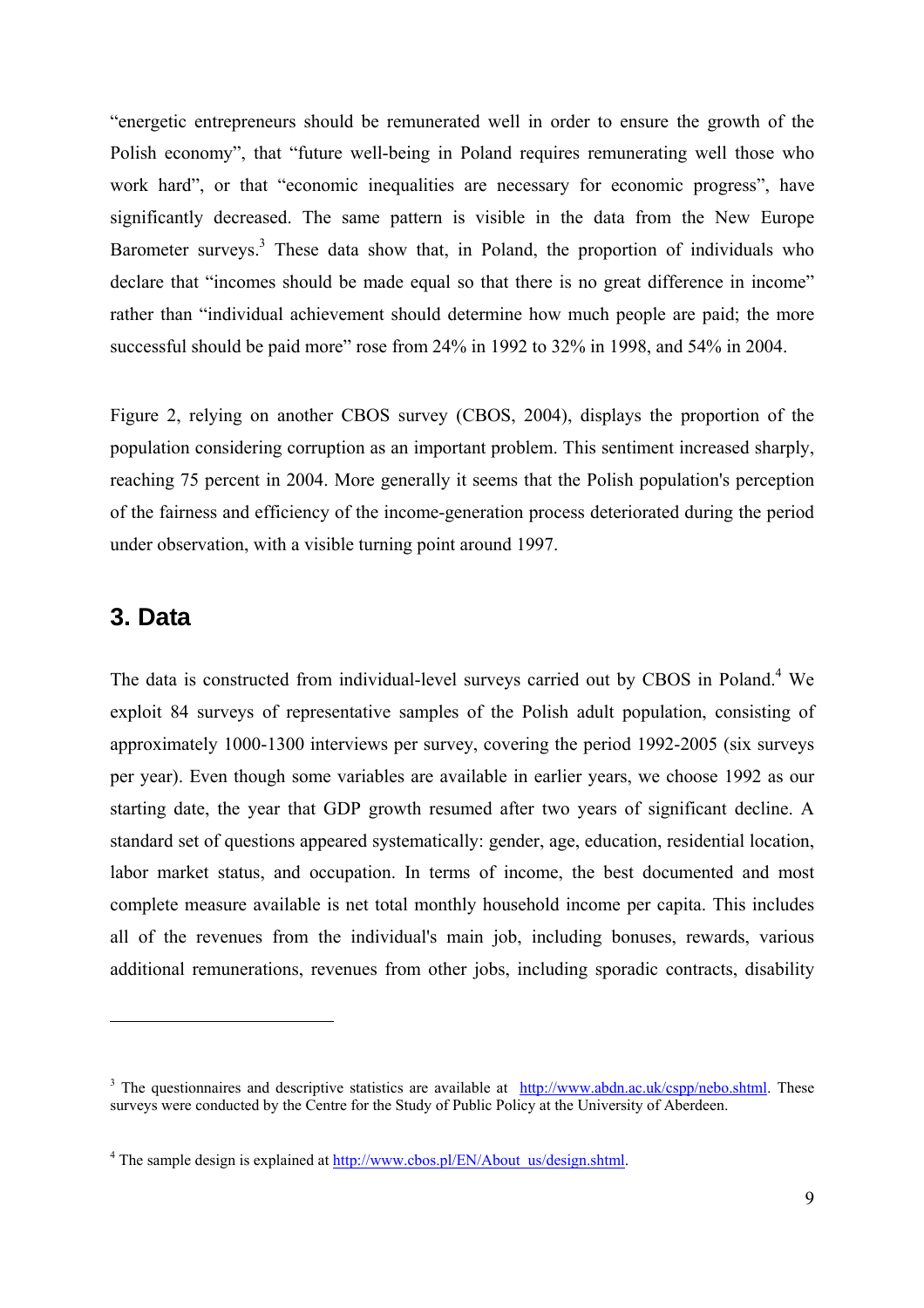“energetic entrepreneurs should be remunerated well in order to ensure the growth of the Polish economy”, that “future well-being in Poland requires remunerating well those who work hard”, or that “economic inequalities are necessary for economic progress”, have significantly decreased. The same pattern is visible in the data from the New Europe Barometer surveys.[3] These data show that, in Poland, the proportion of individuals who declare that “incomes should be made equal so that there is no great difference in income” rather than “individual achievement should determine how much people are paid; the more successful should be paid more” rose from 24% in 1992 to 32% in 1998, and 54% in 2004.

Figure 2, relying on another CBOS survey (CBOS, 2004), displays the proportion of the population considering corruption as an important problem. This sentiment increased sharply, reaching 75 percent in 2004. More generally it seems that the Polish population's perception of the fairness and efficiency of the income-generation process deteriorated during the period under observation, with a visible turning point around 1997.

## 3. Data

The data is constructed from individual-level surveys carried out by CBOS in Poland.[4] We exploit 84 surveys of representative samples of the Polish adult population, consisting of approximately 1000-1300 interviews per survey, covering the period 1992-2005 (six surveys per year). Even though some variables are available in earlier years, we choose 1992 as our starting date, the year that GDP growth resumed after two years of significant decline. A standard set of questions appeared systematically: gender, age, education, residential location, labor market status, and occupation. In terms of income, the best documented and most complete measure available is net total monthly household income per capita. This includes all of the revenues from the individual's main job, including bonuses, rewards, various additional remunerations, revenues from other jobs, including sporadic contracts, disability

---

[3] The questionnaires and descriptive statistics are available at http://www.abdn.ac.uk/cspp/nebo.shtml. These surveys were conducted by the Centre for the Study of Public Policy at the University of Aberdeen.

[4] The sample design is explained at http://www.cbos.pl/EN/About_us/design.shtml.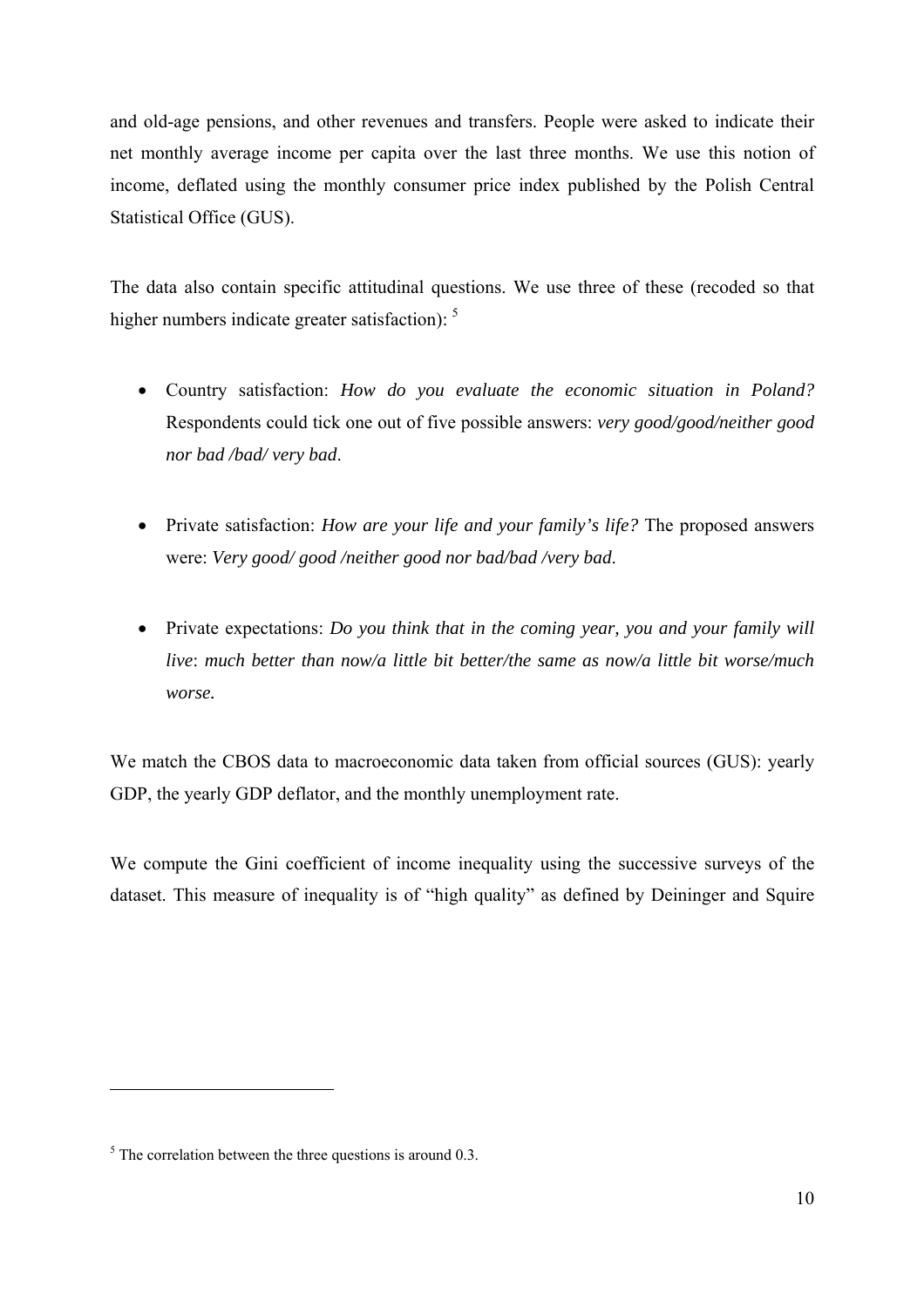and old-age pensions, and other revenues and transfers. People were asked to indicate their net monthly average income per capita over the last three months. We use this notion of income, deflated using the monthly consumer price index published by the Polish Central Statistical Office (GUS).

The data also contain specific attitudinal questions. We use three of these (recoded so that higher numbers indicate greater satisfaction): [5]

- Country satisfaction: *How do you evaluate the economic situation in Poland?* Respondents could tick one out of five possible answers: *very good/good/neither good nor bad /bad/ very bad*.

- Private satisfaction: *How are your life and your family's life?* The proposed answers were: *Very good/ good /neither good nor bad/bad /very bad*.

- Private expectations: *Do you think that in the coming year, you and your family will live*: *much better than now/a little bit better/the same as now/a little bit worse/much worse.*

We match the CBOS data to macroeconomic data taken from official sources (GUS): yearly GDP, the yearly GDP deflator, and the monthly unemployment rate.

We compute the Gini coefficient of income inequality using the successive surveys of the dataset. This measure of inequality is of "high quality" as defined by Deininger and Squire

[5] The correlation between the three questions is around 0.3.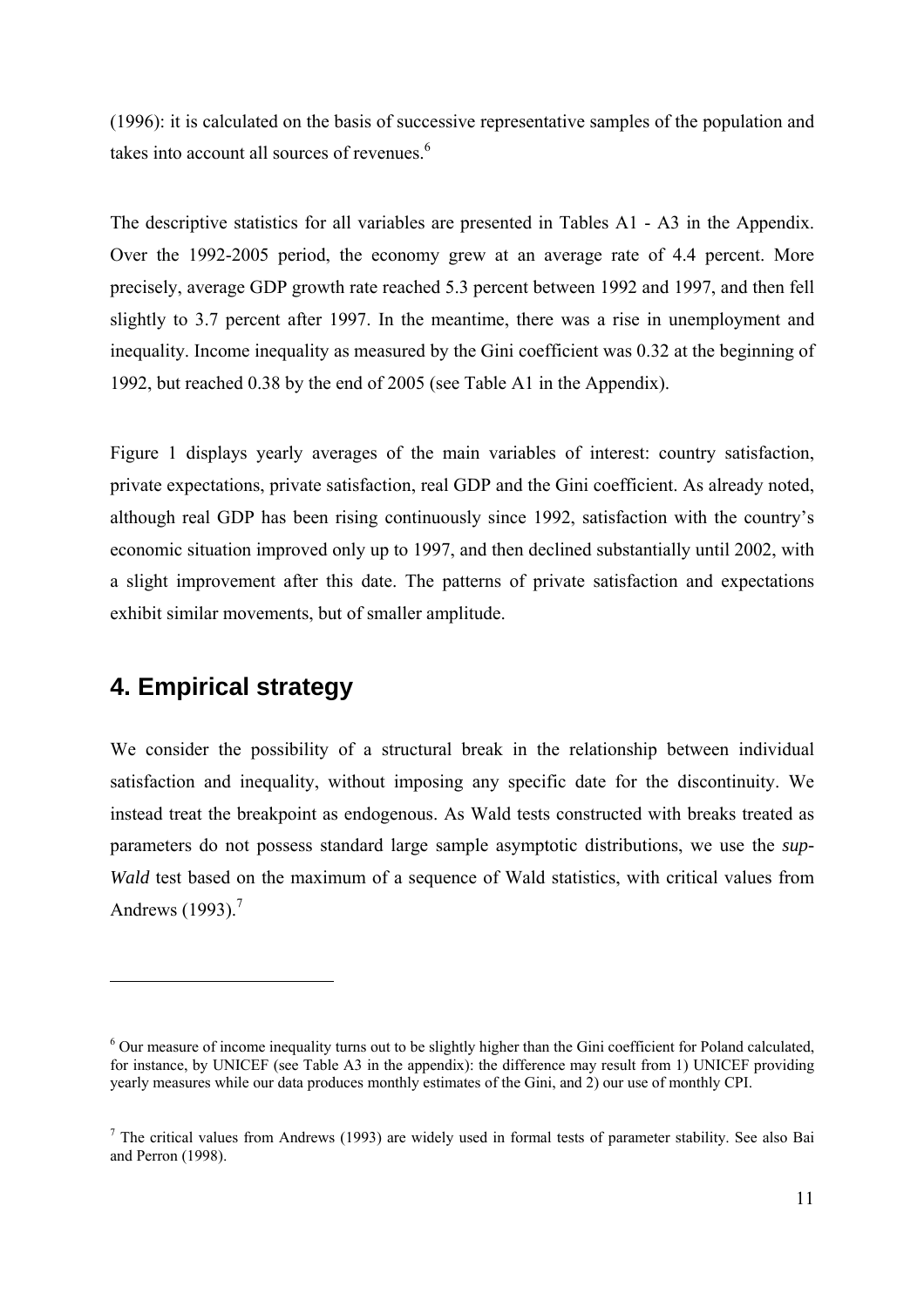(1996): it is calculated on the basis of successive representative samples of the population and takes into account all sources of revenues.[6]

The descriptive statistics for all variables are presented in Tables A1 - A3 in the Appendix. Over the 1992-2005 period, the economy grew at an average rate of 4.4 percent. More precisely, average GDP growth rate reached 5.3 percent between 1992 and 1997, and then fell slightly to 3.7 percent after 1997. In the meantime, there was a rise in unemployment and inequality. Income inequality as measured by the Gini coefficient was 0.32 at the beginning of 1992, but reached 0.38 by the end of 2005 (see Table A1 in the Appendix).

Figure 1 displays yearly averages of the main variables of interest: country satisfaction, private expectations, private satisfaction, real GDP and the Gini coefficient. As already noted, although real GDP has been rising continuously since 1992, satisfaction with the country's economic situation improved only up to 1997, and then declined substantially until 2002, with a slight improvement after this date. The patterns of private satisfaction and expectations exhibit similar movements, but of smaller amplitude.

## 4. Empirical strategy

We consider the possibility of a structural break in the relationship between individual satisfaction and inequality, without imposing any specific date for the discontinuity. We instead treat the breakpoint as endogenous. As Wald tests constructed with breaks treated as parameters do not possess standard large sample asymptotic distributions, we use the *sup-Wald* test based on the maximum of a sequence of Wald statistics, with critical values from Andrews (1993).[7]

---

[6] Our measure of income inequality turns out to be slightly higher than the Gini coefficient for Poland calculated, for instance, by UNICEF (see Table A3 in the appendix): the difference may result from 1) UNICEF providing yearly measures while our data produces monthly estimates of the Gini, and 2) our use of monthly CPI.

[7] The critical values from Andrews (1993) are widely used in formal tests of parameter stability. See also Bai and Perron (1998).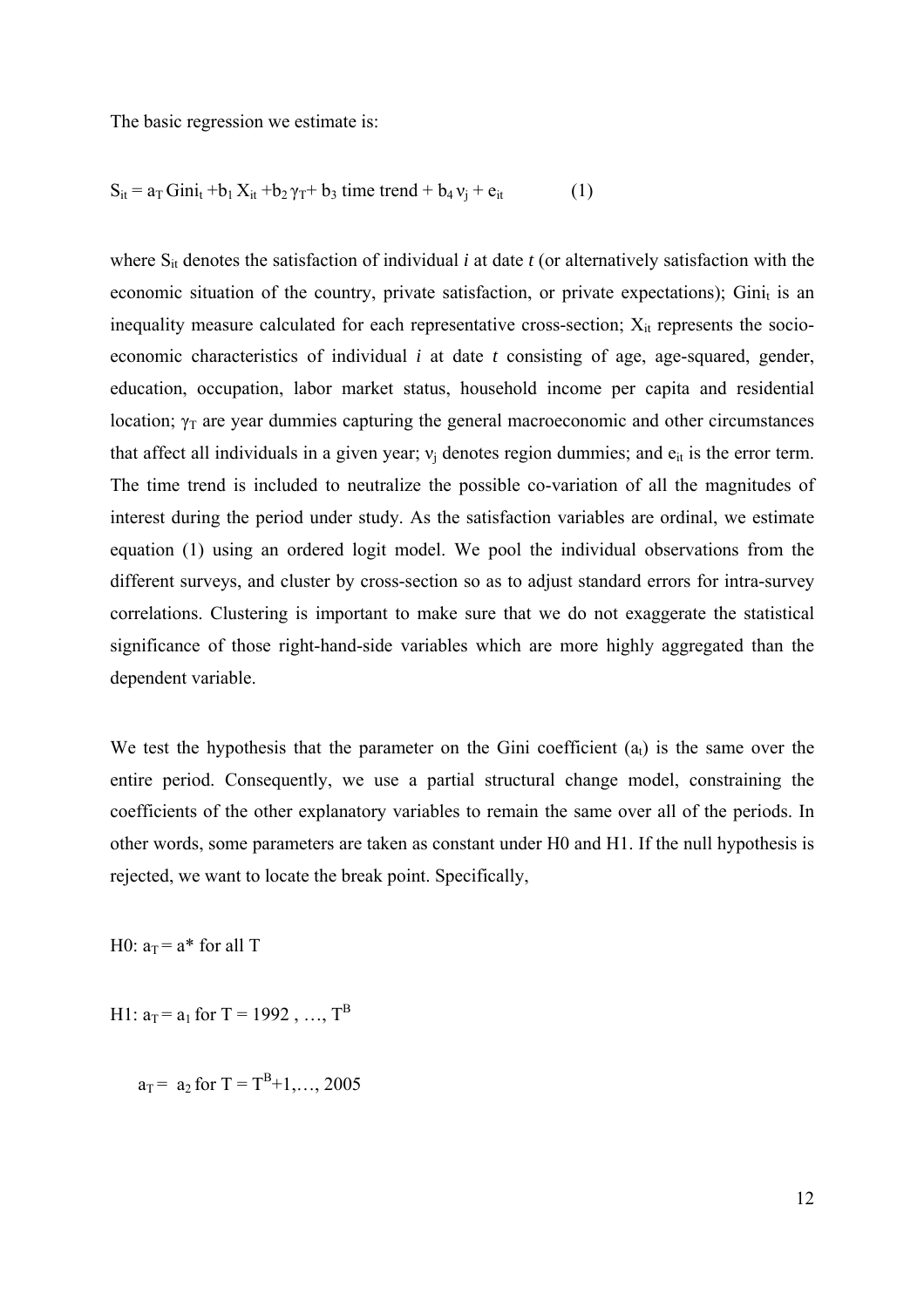The basic regression we estimate is:

$$S_{it} = a_T \, Gini_t + b_1 X_{it} + b_2 \gamma_T + b_3 \text{ time trend} + b_4 \nu_j + e_{it} \qquad (1)$$

where $S_{it}$ denotes the satisfaction of individual *i* at date *t* (or alternatively satisfaction with the economic situation of the country, private satisfaction, or private expectations); $Gini_t$ is an inequality measure calculated for each representative cross-section; $X_{it}$ represents the socio-economic characteristics of individual *i* at date *t* consisting of age, age-squared, gender, education, occupation, labor market status, household income per capita and residential location; $\gamma_T$ are year dummies capturing the general macroeconomic and other circumstances that affect all individuals in a given year; $\nu_j$ denotes region dummies; and $e_{it}$ is the error term. The time trend is included to neutralize the possible co-variation of all the magnitudes of interest during the period under study. As the satisfaction variables are ordinal, we estimate equation (1) using an ordered logit model. We pool the individual observations from the different surveys, and cluster by cross-section so as to adjust standard errors for intra-survey correlations. Clustering is important to make sure that we do not exaggerate the statistical significance of those right-hand-side variables which are more highly aggregated than the dependent variable.

We test the hypothesis that the parameter on the Gini coefficient ($a_t$) is the same over the entire period. Consequently, we use a partial structural change model, constraining the coefficients of the other explanatory variables to remain the same over all of the periods. In other words, some parameters are taken as constant under H0 and H1. If the null hypothesis is rejected, we want to locate the break point. Specifically,

H0: $a_T = a^*$ for all T

H1: $a_T = a_1$ for T = 1992 , …, $T^B$

$a_T = a_2$ for T = $T^B$+1,…, 2005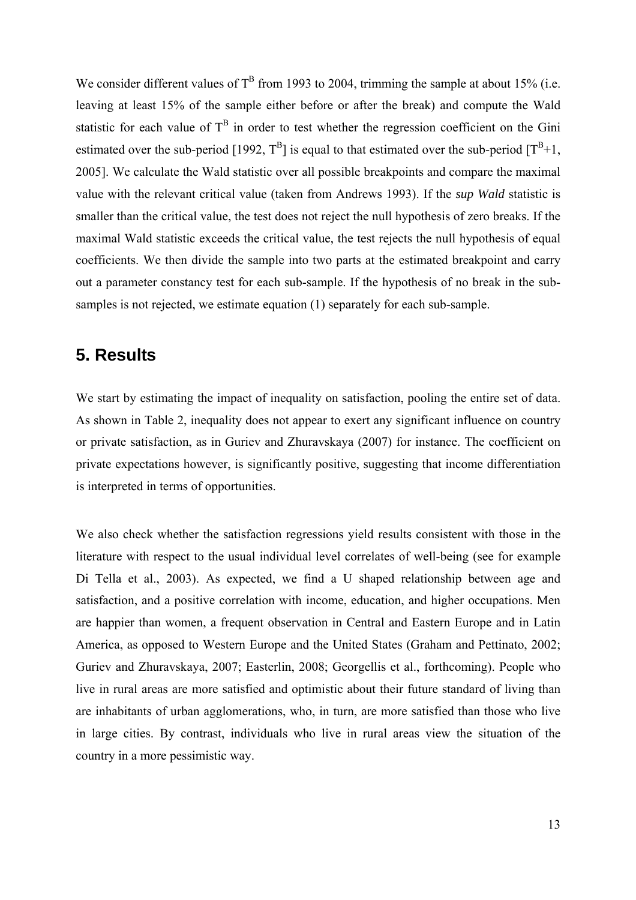We consider different values of $T^B$ from 1993 to 2004, trimming the sample at about 15% (i.e. leaving at least 15% of the sample either before or after the break) and compute the Wald statistic for each value of $T^B$ in order to test whether the regression coefficient on the Gini estimated over the sub-period [1992, $T^B$] is equal to that estimated over the sub-period [$T^B$+1, 2005]. We calculate the Wald statistic over all possible breakpoints and compare the maximal value with the relevant critical value (taken from Andrews 1993). If the *sup Wald* statistic is smaller than the critical value, the test does not reject the null hypothesis of zero breaks. If the maximal Wald statistic exceeds the critical value, the test rejects the null hypothesis of equal coefficients. We then divide the sample into two parts at the estimated breakpoint and carry out a parameter constancy test for each sub-sample. If the hypothesis of no break in the sub-samples is not rejected, we estimate equation (1) separately for each sub-sample.

## 5. Results

We start by estimating the impact of inequality on satisfaction, pooling the entire set of data. As shown in Table 2, inequality does not appear to exert any significant influence on country or private satisfaction, as in Guriev and Zhuravskaya (2007) for instance. The coefficient on private expectations however, is significantly positive, suggesting that income differentiation is interpreted in terms of opportunities.

We also check whether the satisfaction regressions yield results consistent with those in the literature with respect to the usual individual level correlates of well-being (see for example Di Tella et al., 2003). As expected, we find a U shaped relationship between age and satisfaction, and a positive correlation with income, education, and higher occupations. Men are happier than women, a frequent observation in Central and Eastern Europe and in Latin America, as opposed to Western Europe and the United States (Graham and Pettinato, 2002; Guriev and Zhuravskaya, 2007; Easterlin, 2008; Georgellis et al., forthcoming). People who live in rural areas are more satisfied and optimistic about their future standard of living than are inhabitants of urban agglomerations, who, in turn, are more satisfied than those who live in large cities. By contrast, individuals who live in rural areas view the situation of the country in a more pessimistic way.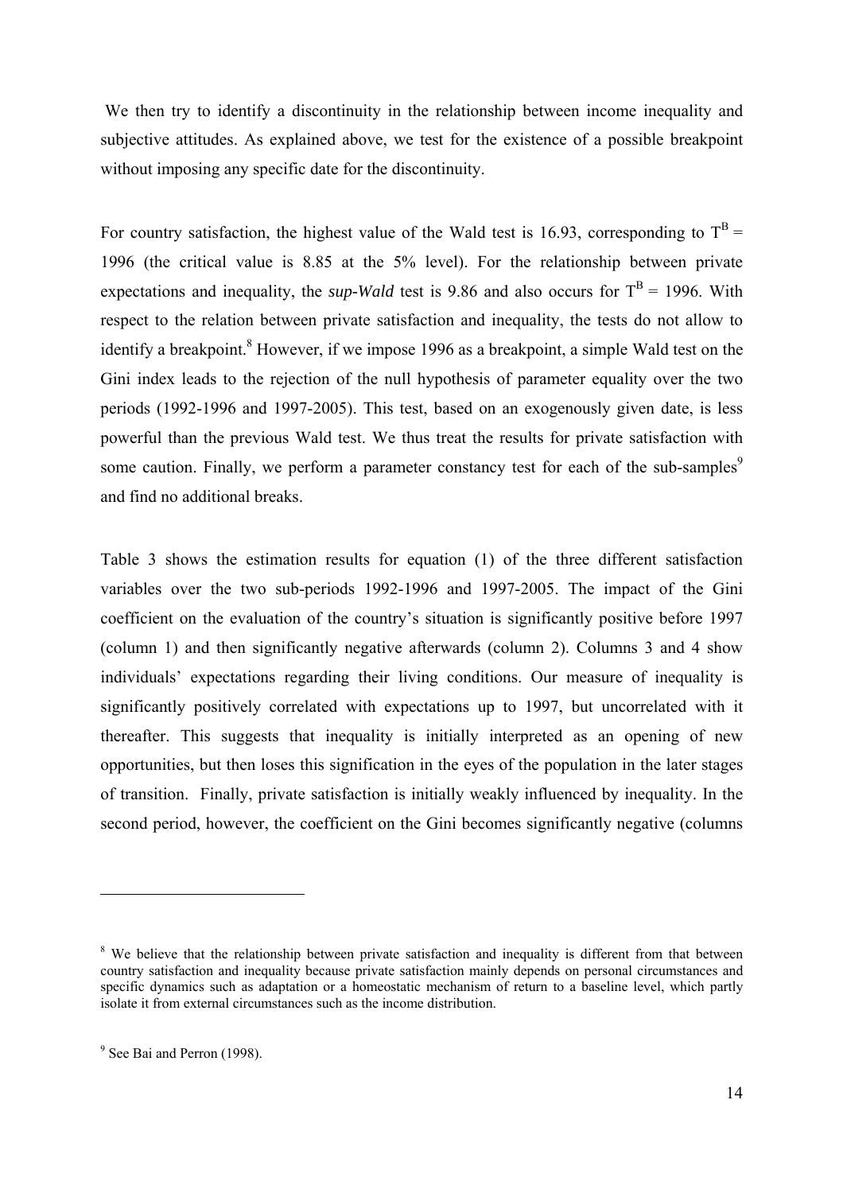We then try to identify a discontinuity in the relationship between income inequality and subjective attitudes. As explained above, we test for the existence of a possible breakpoint without imposing any specific date for the discontinuity.

For country satisfaction, the highest value of the Wald test is 16.93, corresponding to $T^B$ = 1996 (the critical value is 8.85 at the 5% level). For the relationship between private expectations and inequality, the *sup-Wald* test is 9.86 and also occurs for $T^B$ = 1996. With respect to the relation between private satisfaction and inequality, the tests do not allow to identify a breakpoint.[8] However, if we impose 1996 as a breakpoint, a simple Wald test on the Gini index leads to the rejection of the null hypothesis of parameter equality over the two periods (1992-1996 and 1997-2005). This test, based on an exogenously given date, is less powerful than the previous Wald test. We thus treat the results for private satisfaction with some caution. Finally, we perform a parameter constancy test for each of the sub-samples[9] and find no additional breaks.

Table 3 shows the estimation results for equation (1) of the three different satisfaction variables over the two sub-periods 1992-1996 and 1997-2005. The impact of the Gini coefficient on the evaluation of the country's situation is significantly positive before 1997 (column 1) and then significantly negative afterwards (column 2). Columns 3 and 4 show individuals' expectations regarding their living conditions. Our measure of inequality is significantly positively correlated with expectations up to 1997, but uncorrelated with it thereafter. This suggests that inequality is initially interpreted as an opening of new opportunities, but then loses this signification in the eyes of the population in the later stages of transition. Finally, private satisfaction is initially weakly influenced by inequality. In the second period, however, the coefficient on the Gini becomes significantly negative (columns

---

[8] We believe that the relationship between private satisfaction and inequality is different from that between country satisfaction and inequality because private satisfaction mainly depends on personal circumstances and specific dynamics such as adaptation or a homeostatic mechanism of return to a baseline level, which partly isolate it from external circumstances such as the income distribution.

[9] See Bai and Perron (1998).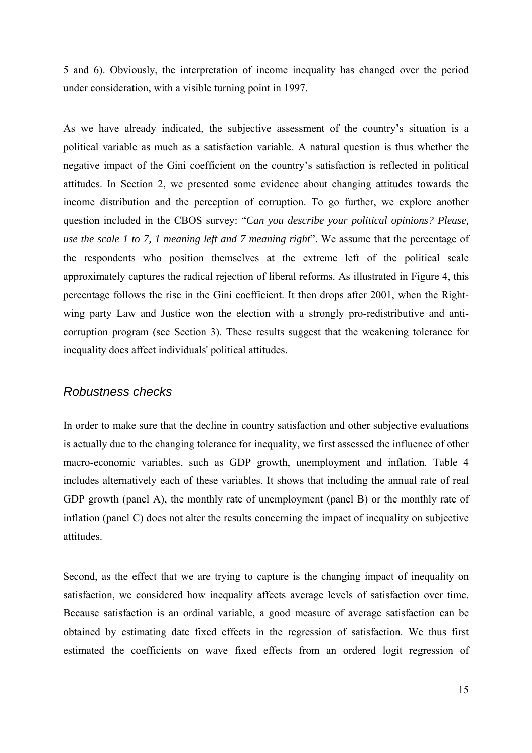5 and 6). Obviously, the interpretation of income inequality has changed over the period under consideration, with a visible turning point in 1997.

As we have already indicated, the subjective assessment of the country's situation is a political variable as much as a satisfaction variable. A natural question is thus whether the negative impact of the Gini coefficient on the country's satisfaction is reflected in political attitudes. In Section 2, we presented some evidence about changing attitudes towards the income distribution and the perception of corruption. To go further, we explore another question included in the CBOS survey: "*Can you describe your political opinions? Please, use the scale 1 to 7, 1 meaning left and 7 meaning right*". We assume that the percentage of the respondents who position themselves at the extreme left of the political scale approximately captures the radical rejection of liberal reforms. As illustrated in Figure 4, this percentage follows the rise in the Gini coefficient. It then drops after 2001, when the Right-wing party Law and Justice won the election with a strongly pro-redistributive and anti-corruption program (see Section 3). These results suggest that the weakening tolerance for inequality does affect individuals' political attitudes.

## *Robustness checks*

In order to make sure that the decline in country satisfaction and other subjective evaluations is actually due to the changing tolerance for inequality, we first assessed the influence of other macro-economic variables, such as GDP growth, unemployment and inflation. Table 4 includes alternatively each of these variables. It shows that including the annual rate of real GDP growth (panel A), the monthly rate of unemployment (panel B) or the monthly rate of inflation (panel C) does not alter the results concerning the impact of inequality on subjective attitudes.

Second, as the effect that we are trying to capture is the changing impact of inequality on satisfaction, we considered how inequality affects average levels of satisfaction over time. Because satisfaction is an ordinal variable, a good measure of average satisfaction can be obtained by estimating date fixed effects in the regression of satisfaction. We thus first estimated the coefficients on wave fixed effects from an ordered logit regression of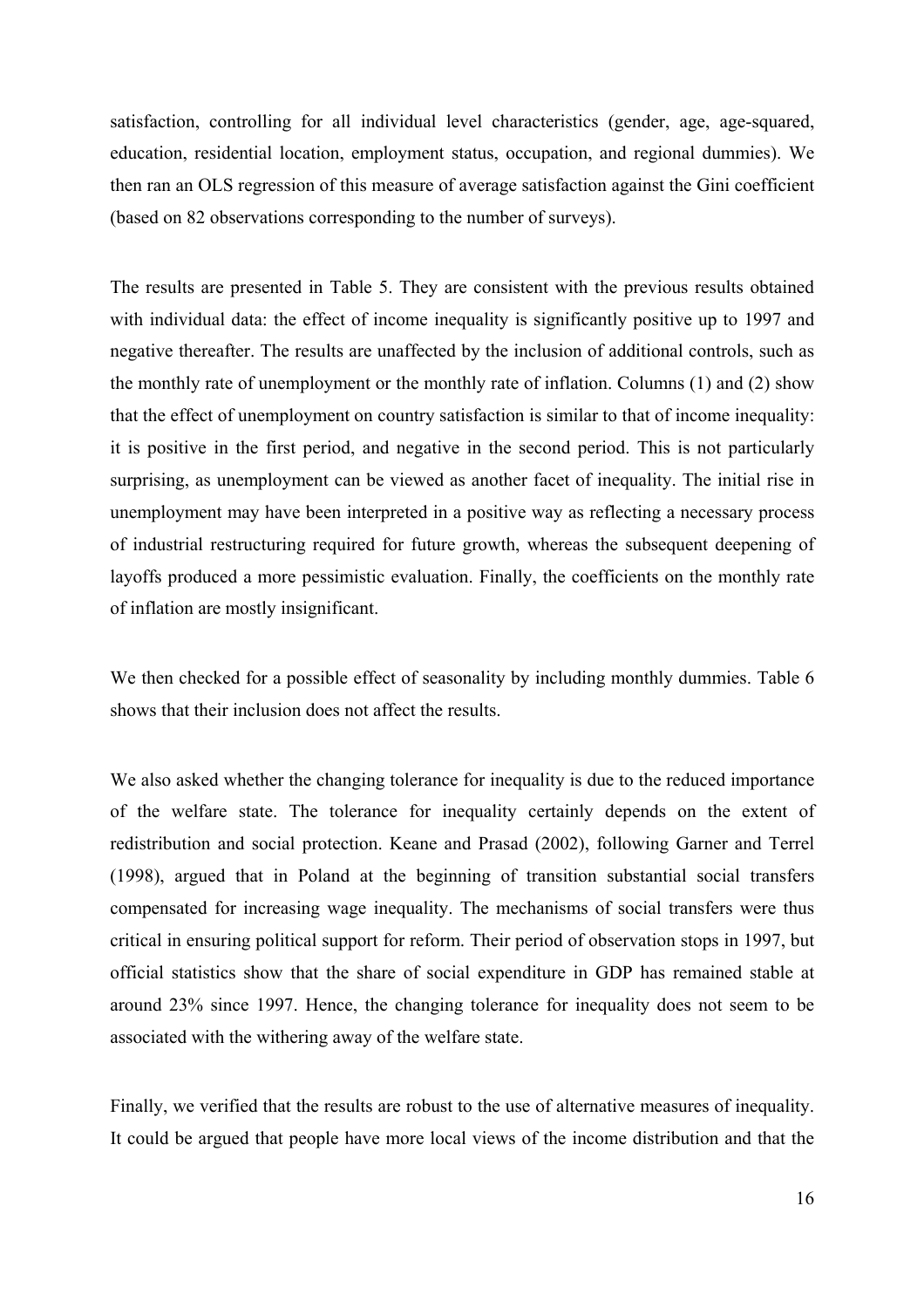satisfaction, controlling for all individual level characteristics (gender, age, age-squared, education, residential location, employment status, occupation, and regional dummies). We then ran an OLS regression of this measure of average satisfaction against the Gini coefficient (based on 82 observations corresponding to the number of surveys).

The results are presented in Table 5. They are consistent with the previous results obtained with individual data: the effect of income inequality is significantly positive up to 1997 and negative thereafter. The results are unaffected by the inclusion of additional controls, such as the monthly rate of unemployment or the monthly rate of inflation. Columns (1) and (2) show that the effect of unemployment on country satisfaction is similar to that of income inequality: it is positive in the first period, and negative in the second period. This is not particularly surprising, as unemployment can be viewed as another facet of inequality. The initial rise in unemployment may have been interpreted in a positive way as reflecting a necessary process of industrial restructuring required for future growth, whereas the subsequent deepening of layoffs produced a more pessimistic evaluation. Finally, the coefficients on the monthly rate of inflation are mostly insignificant.

We then checked for a possible effect of seasonality by including monthly dummies. Table 6 shows that their inclusion does not affect the results.

We also asked whether the changing tolerance for inequality is due to the reduced importance of the welfare state. The tolerance for inequality certainly depends on the extent of redistribution and social protection. Keane and Prasad (2002), following Garner and Terrel (1998), argued that in Poland at the beginning of transition substantial social transfers compensated for increasing wage inequality. The mechanisms of social transfers were thus critical in ensuring political support for reform. Their period of observation stops in 1997, but official statistics show that the share of social expenditure in GDP has remained stable at around 23% since 1997. Hence, the changing tolerance for inequality does not seem to be associated with the withering away of the welfare state.

Finally, we verified that the results are robust to the use of alternative measures of inequality. It could be argued that people have more local views of the income distribution and that the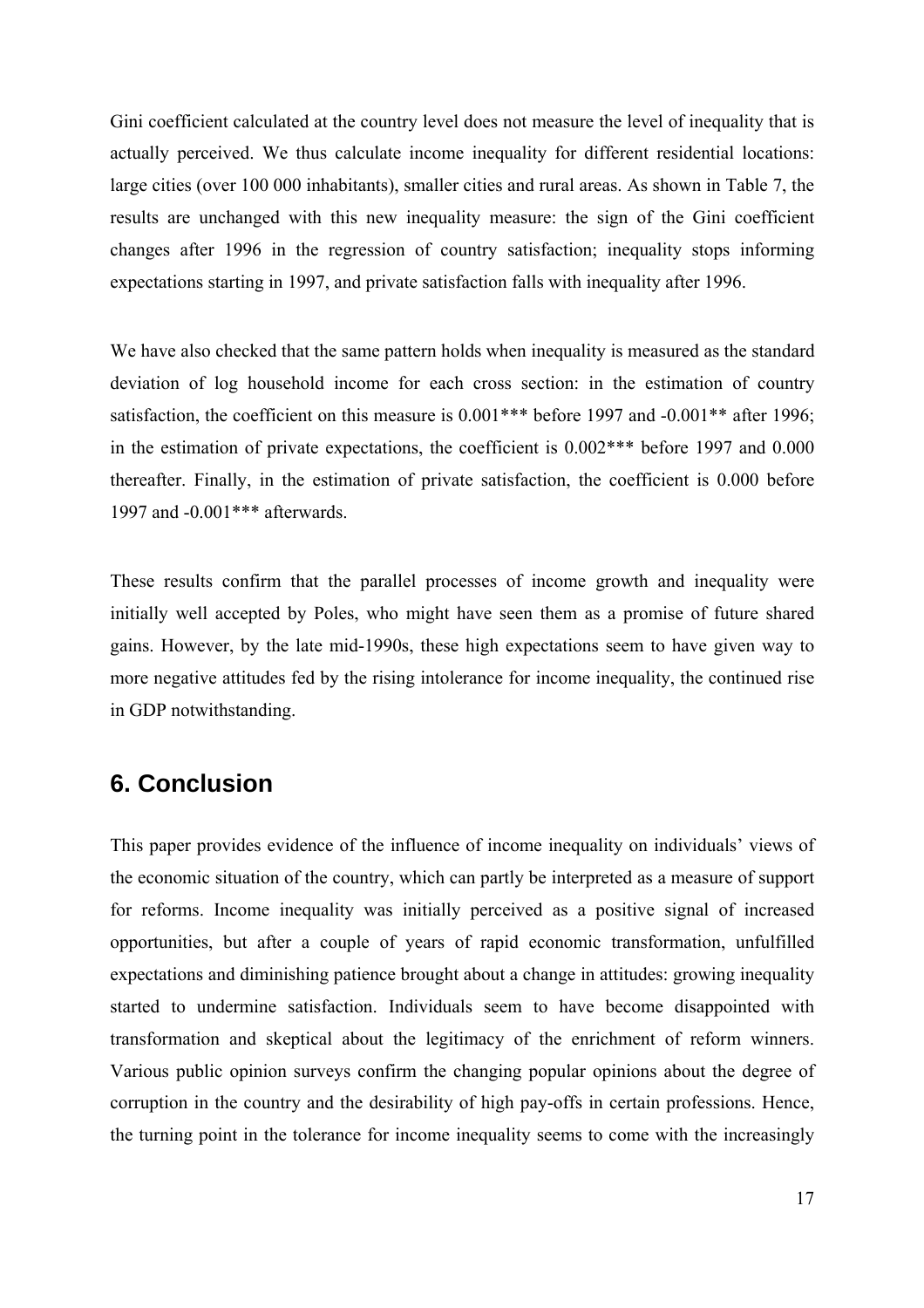Gini coefficient calculated at the country level does not measure the level of inequality that is actually perceived. We thus calculate income inequality for different residential locations: large cities (over 100 000 inhabitants), smaller cities and rural areas. As shown in Table 7, the results are unchanged with this new inequality measure: the sign of the Gini coefficient changes after 1996 in the regression of country satisfaction; inequality stops informing expectations starting in 1997, and private satisfaction falls with inequality after 1996.

We have also checked that the same pattern holds when inequality is measured as the standard deviation of log household income for each cross section: in the estimation of country satisfaction, the coefficient on this measure is 0.001*** before 1997 and -0.001** after 1996; in the estimation of private expectations, the coefficient is 0.002*** before 1997 and 0.000 thereafter. Finally, in the estimation of private satisfaction, the coefficient is 0.000 before 1997 and -0.001*** afterwards.

These results confirm that the parallel processes of income growth and inequality were initially well accepted by Poles, who might have seen them as a promise of future shared gains. However, by the late mid-1990s, these high expectations seem to have given way to more negative attitudes fed by the rising intolerance for income inequality, the continued rise in GDP notwithstanding.

## 6. Conclusion

This paper provides evidence of the influence of income inequality on individuals' views of the economic situation of the country, which can partly be interpreted as a measure of support for reforms. Income inequality was initially perceived as a positive signal of increased opportunities, but after a couple of years of rapid economic transformation, unfulfilled expectations and diminishing patience brought about a change in attitudes: growing inequality started to undermine satisfaction. Individuals seem to have become disappointed with transformation and skeptical about the legitimacy of the enrichment of reform winners. Various public opinion surveys confirm the changing popular opinions about the degree of corruption in the country and the desirability of high pay-offs in certain professions. Hence, the turning point in the tolerance for income inequality seems to come with the increasingly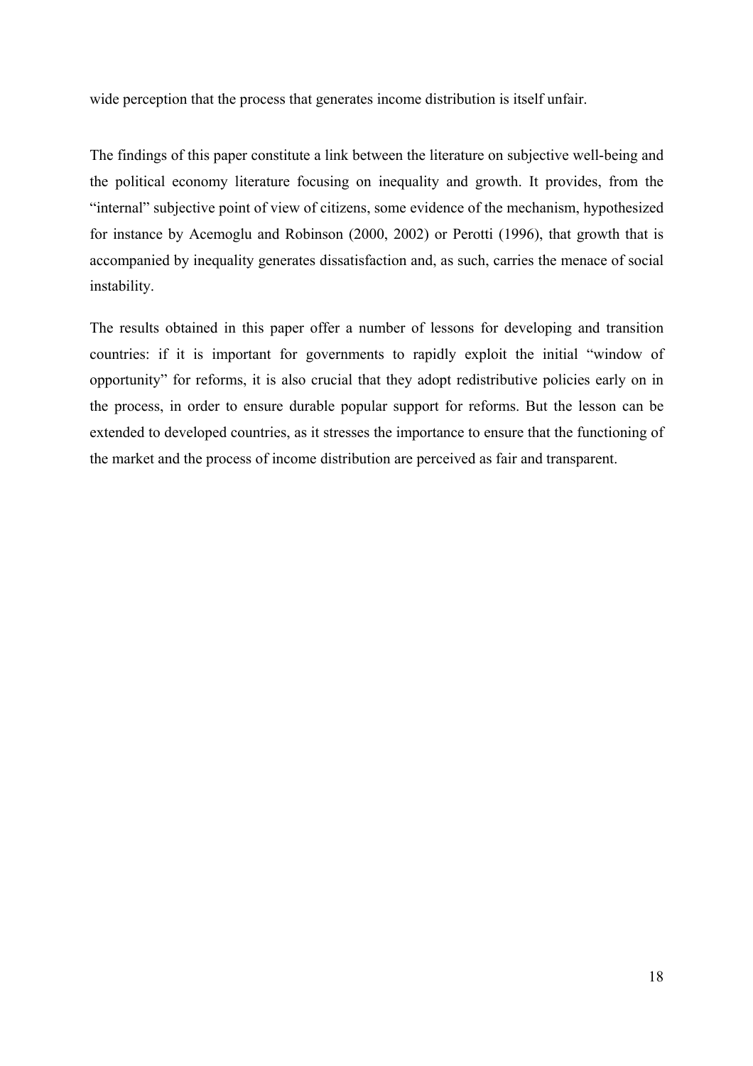wide perception that the process that generates income distribution is itself unfair.

The findings of this paper constitute a link between the literature on subjective well-being and the political economy literature focusing on inequality and growth. It provides, from the "internal" subjective point of view of citizens, some evidence of the mechanism, hypothesized for instance by Acemoglu and Robinson (2000, 2002) or Perotti (1996), that growth that is accompanied by inequality generates dissatisfaction and, as such, carries the menace of social instability.

The results obtained in this paper offer a number of lessons for developing and transition countries: if it is important for governments to rapidly exploit the initial "window of opportunity" for reforms, it is also crucial that they adopt redistributive policies early on in the process, in order to ensure durable popular support for reforms. But the lesson can be extended to developed countries, as it stresses the importance to ensure that the functioning of the market and the process of income distribution are perceived as fair and transparent.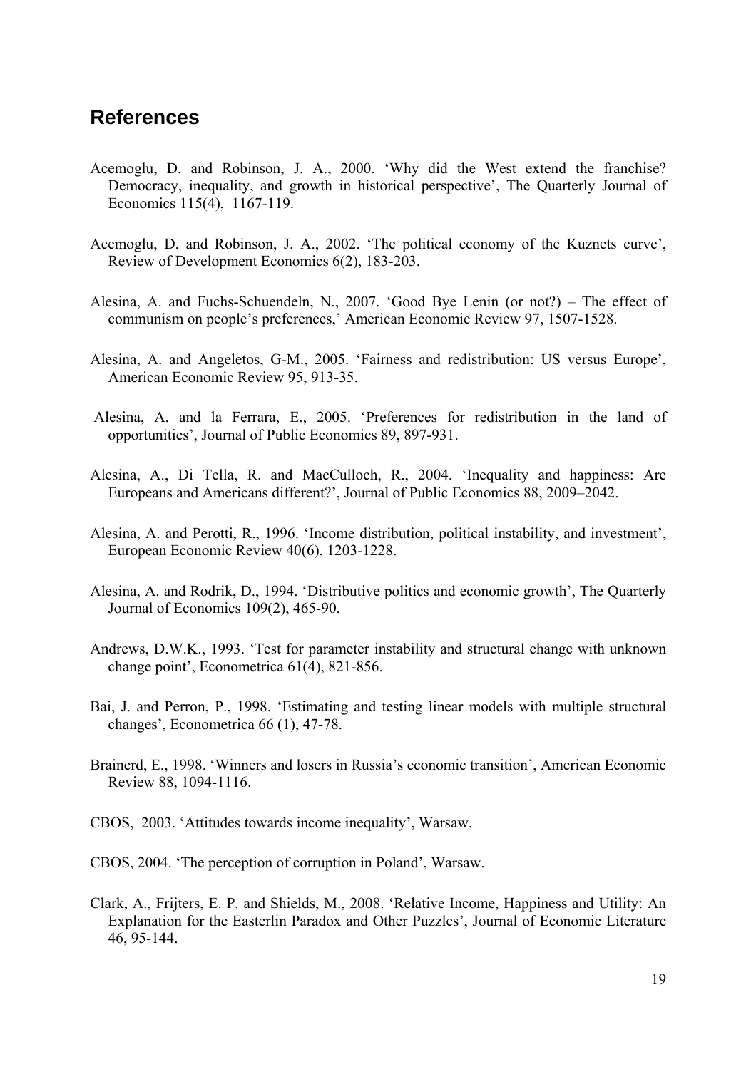## References

Acemoglu, D. and Robinson, J. A., 2000. 'Why did the West extend the franchise? Democracy, inequality, and growth in historical perspective', The Quarterly Journal of Economics 115(4), 1167-119.

Acemoglu, D. and Robinson, J. A., 2002. 'The political economy of the Kuznets curve', Review of Development Economics 6(2), 183-203.

Alesina, A. and Fuchs-Schuendeln, N., 2007. 'Good Bye Lenin (or not?) – The effect of communism on people's preferences,' American Economic Review 97, 1507-1528.

Alesina, A. and Angeletos, G-M., 2005. 'Fairness and redistribution: US versus Europe', American Economic Review 95, 913-35.

Alesina, A. and la Ferrara, E., 2005. 'Preferences for redistribution in the land of opportunities', Journal of Public Economics 89, 897-931.

Alesina, A., Di Tella, R. and MacCulloch, R., 2004. 'Inequality and happiness: Are Europeans and Americans different?', Journal of Public Economics 88, 2009–2042.

Alesina, A. and Perotti, R., 1996. 'Income distribution, political instability, and investment', European Economic Review 40(6), 1203-1228.

Alesina, A. and Rodrik, D., 1994. 'Distributive politics and economic growth', The Quarterly Journal of Economics 109(2), 465-90.

Andrews, D.W.K., 1993. 'Test for parameter instability and structural change with unknown change point', Econometrica 61(4), 821-856.

Bai, J. and Perron, P., 1998. 'Estimating and testing linear models with multiple structural changes', Econometrica 66 (1), 47-78.

Brainerd, E., 1998. 'Winners and losers in Russia's economic transition', American Economic Review 88, 1094-1116.

CBOS, 2003. 'Attitudes towards income inequality', Warsaw.

CBOS, 2004. 'The perception of corruption in Poland', Warsaw.

Clark, A., Frijters, E. P. and Shields, M., 2008. 'Relative Income, Happiness and Utility: An Explanation for the Easterlin Paradox and Other Puzzles', Journal of Economic Literature 46, 95-144.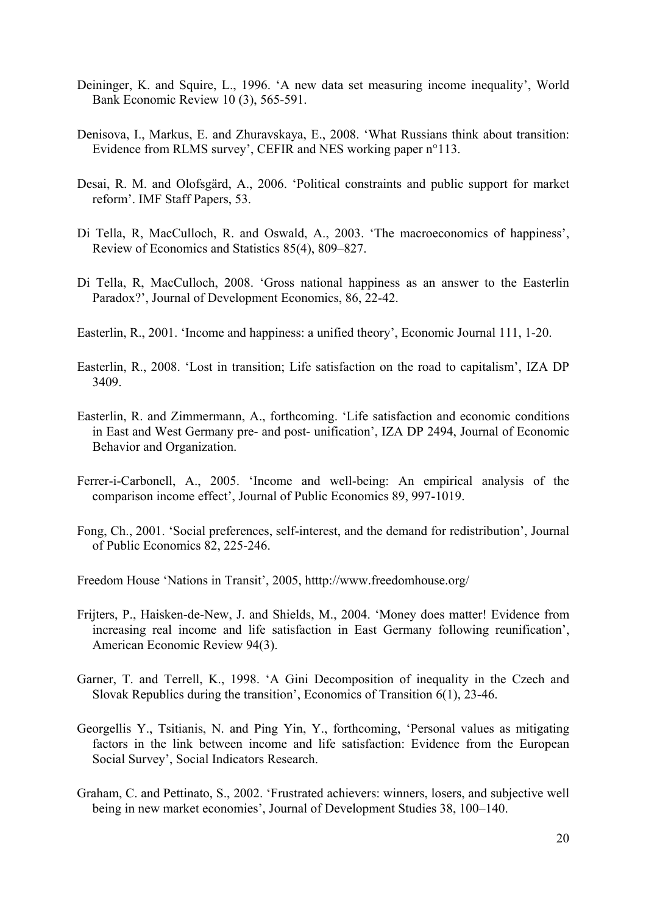Deininger, K. and Squire, L., 1996. 'A new data set measuring income inequality', World Bank Economic Review 10 (3), 565-591.

Denisova, I., Markus, E. and Zhuravskaya, E., 2008. 'What Russians think about transition: Evidence from RLMS survey', CEFIR and NES working paper n°113.

Desai, R. M. and Olofsgärd, A., 2006. 'Political constraints and public support for market reform'. IMF Staff Papers, 53.

Di Tella, R, MacCulloch, R. and Oswald, A., 2003. 'The macroeconomics of happiness', Review of Economics and Statistics 85(4), 809–827.

Di Tella, R, MacCulloch, 2008. 'Gross national happiness as an answer to the Easterlin Paradox?', Journal of Development Economics, 86, 22-42.

Easterlin, R., 2001. 'Income and happiness: a unified theory', Economic Journal 111, 1-20.

Easterlin, R., 2008. 'Lost in transition; Life satisfaction on the road to capitalism', IZA DP 3409.

Easterlin, R. and Zimmermann, A., forthcoming. 'Life satisfaction and economic conditions in East and West Germany pre- and post- unification', IZA DP 2494, Journal of Economic Behavior and Organization.

Ferrer-i-Carbonell, A., 2005. 'Income and well-being: An empirical analysis of the comparison income effect', Journal of Public Economics 89, 997-1019.

Fong, Ch., 2001. 'Social preferences, self-interest, and the demand for redistribution', Journal of Public Economics 82, 225-246.

Freedom House 'Nations in Transit', 2005, htttp://www.freedomhouse.org/

Frijters, P., Haisken-de-New, J. and Shields, M., 2004. 'Money does matter! Evidence from increasing real income and life satisfaction in East Germany following reunification', American Economic Review 94(3).

Garner, T. and Terrell, K., 1998. 'A Gini Decomposition of inequality in the Czech and Slovak Republics during the transition', Economics of Transition 6(1), 23-46.

Georgellis Y., Tsitianis, N. and Ping Yin, Y., forthcoming, 'Personal values as mitigating factors in the link between income and life satisfaction: Evidence from the European Social Survey', Social Indicators Research.

Graham, C. and Pettinato, S., 2002. 'Frustrated achievers: winners, losers, and subjective well being in new market economies', Journal of Development Studies 38, 100–140.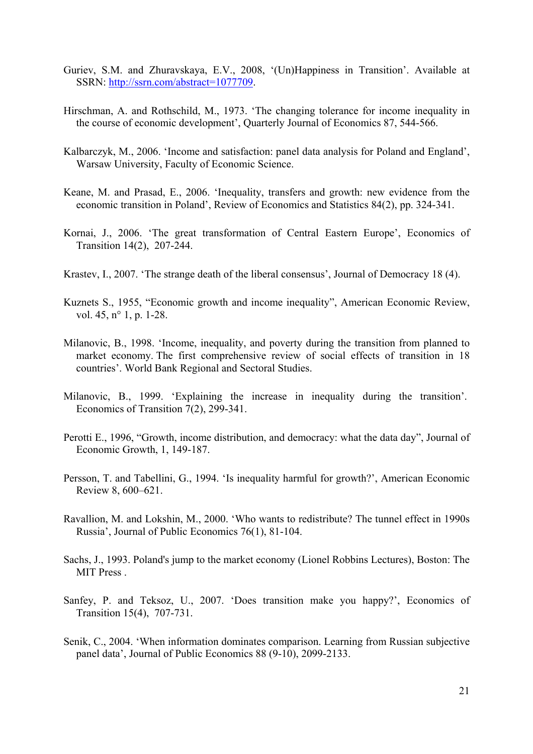Guriev, S.M. and Zhuravskaya, E.V., 2008, '(Un)Happiness in Transition'. Available at SSRN: http://ssrn.com/abstract=1077709.

Hirschman, A. and Rothschild, M., 1973. 'The changing tolerance for income inequality in the course of economic development', Quarterly Journal of Economics 87, 544-566.

Kalbarczyk, M., 2006. 'Income and satisfaction: panel data analysis for Poland and England', Warsaw University, Faculty of Economic Science.

Keane, M. and Prasad, E., 2006. 'Inequality, transfers and growth: new evidence from the economic transition in Poland', Review of Economics and Statistics 84(2), pp. 324-341.

Kornai, J., 2006. 'The great transformation of Central Eastern Europe', Economics of Transition 14(2), 207-244.

Krastev, I., 2007. 'The strange death of the liberal consensus', Journal of Democracy 18 (4).

Kuznets S., 1955, "Economic growth and income inequality", American Economic Review, vol. 45, n° 1, p. 1-28.

Milanovic, B., 1998. 'Income, inequality, and poverty during the transition from planned to market economy. The first comprehensive review of social effects of transition in 18 countries'. World Bank Regional and Sectoral Studies.

Milanovic, B., 1999. 'Explaining the increase in inequality during the transition'. Economics of Transition 7(2), 299-341.

Perotti E., 1996, "Growth, income distribution, and democracy: what the data day", Journal of Economic Growth, 1, 149-187.

Persson, T. and Tabellini, G., 1994. 'Is inequality harmful for growth?', American Economic Review 8, 600–621.

Ravallion, M. and Lokshin, M., 2000. 'Who wants to redistribute? The tunnel effect in 1990s Russia', Journal of Public Economics 76(1), 81-104.

Sachs, J., 1993. Poland's jump to the market economy (Lionel Robbins Lectures), Boston: The MIT Press .

Sanfey, P. and Teksoz, U., 2007. 'Does transition make you happy?', Economics of Transition 15(4), 707-731.

Senik, C., 2004. 'When information dominates comparison. Learning from Russian subjective panel data', Journal of Public Economics 88 (9-10), 2099-2133.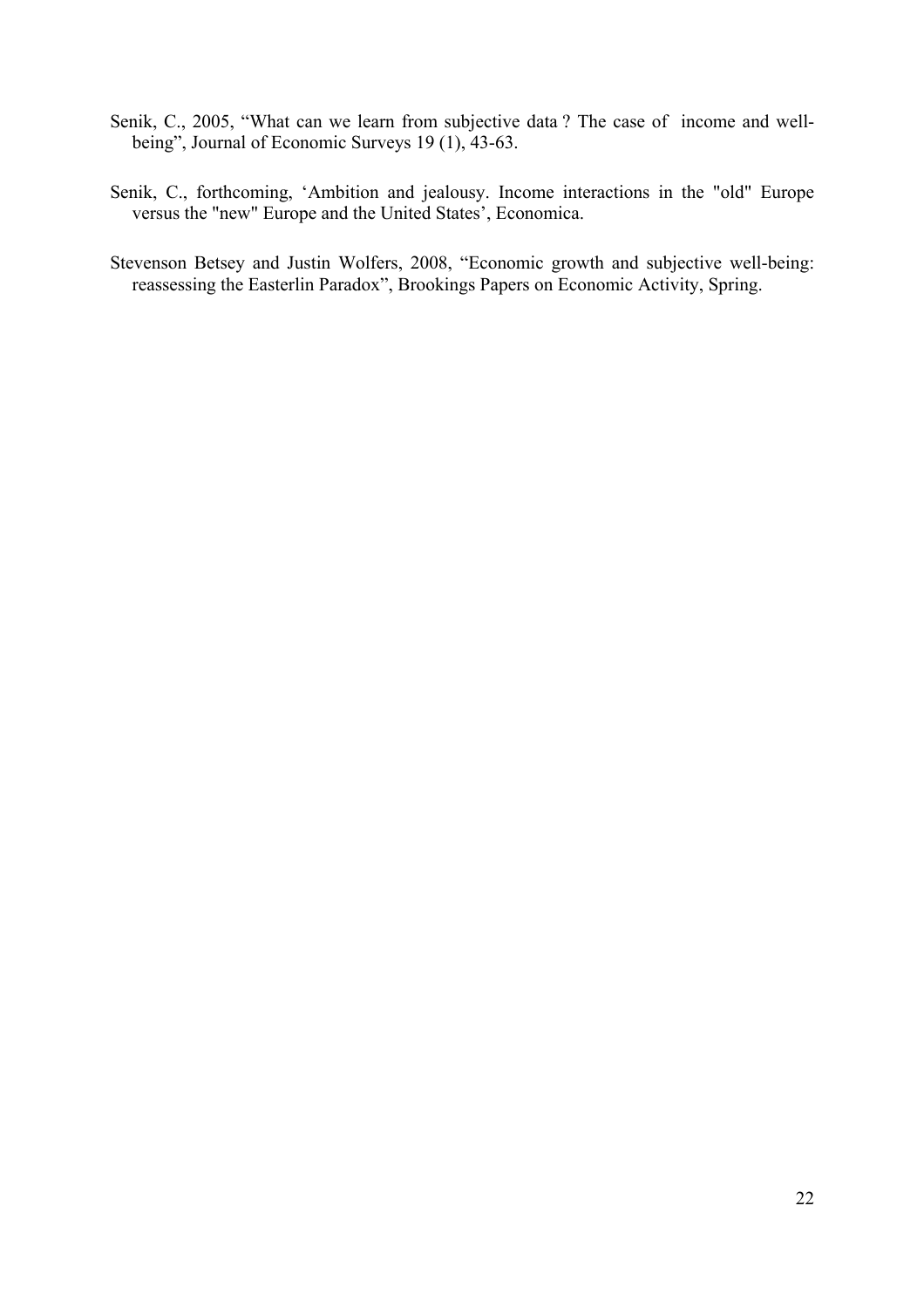Senik, C., 2005, “What can we learn from subjective data ? The case of income and well-being”, Journal of Economic Surveys 19 (1), 43-63.

Senik, C., forthcoming, ‘Ambition and jealousy. Income interactions in the "old" Europe versus the "new" Europe and the United States’, Economica.

Stevenson Betsey and Justin Wolfers, 2008, “Economic growth and subjective well-being: reassessing the Easterlin Paradox”, Brookings Papers on Economic Activity, Spring.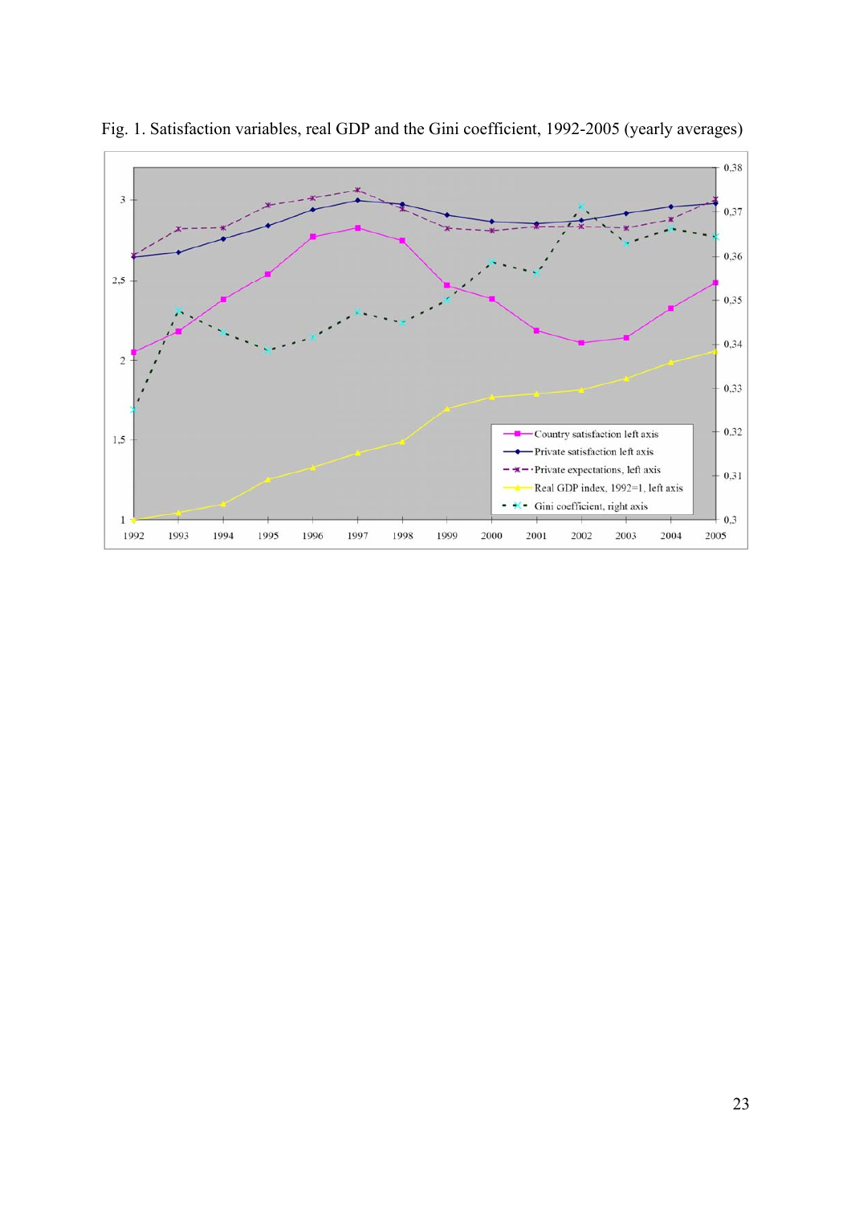Fig. 1. Satisfaction variables, real GDP and the Gini coefficient, 1992-2005 (yearly averages)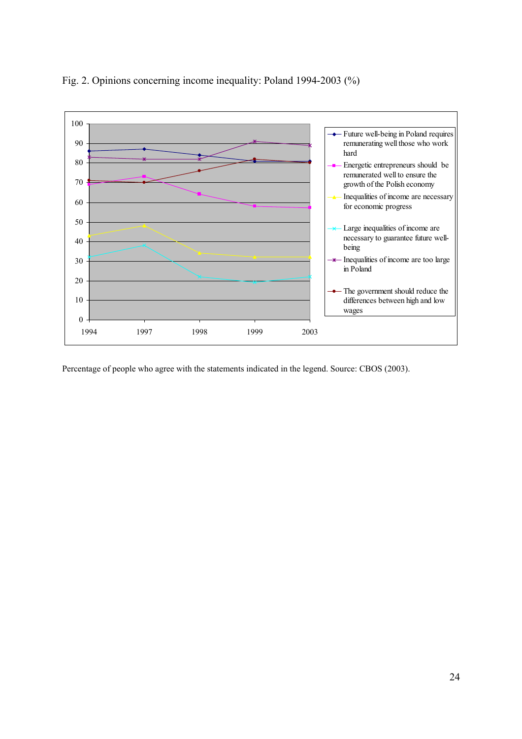Fig. 2. Opinions concerning income inequality: Poland 1994-2003 (%)

Percentage of people who agree with the statements indicated in the legend. Source: CBOS (2003).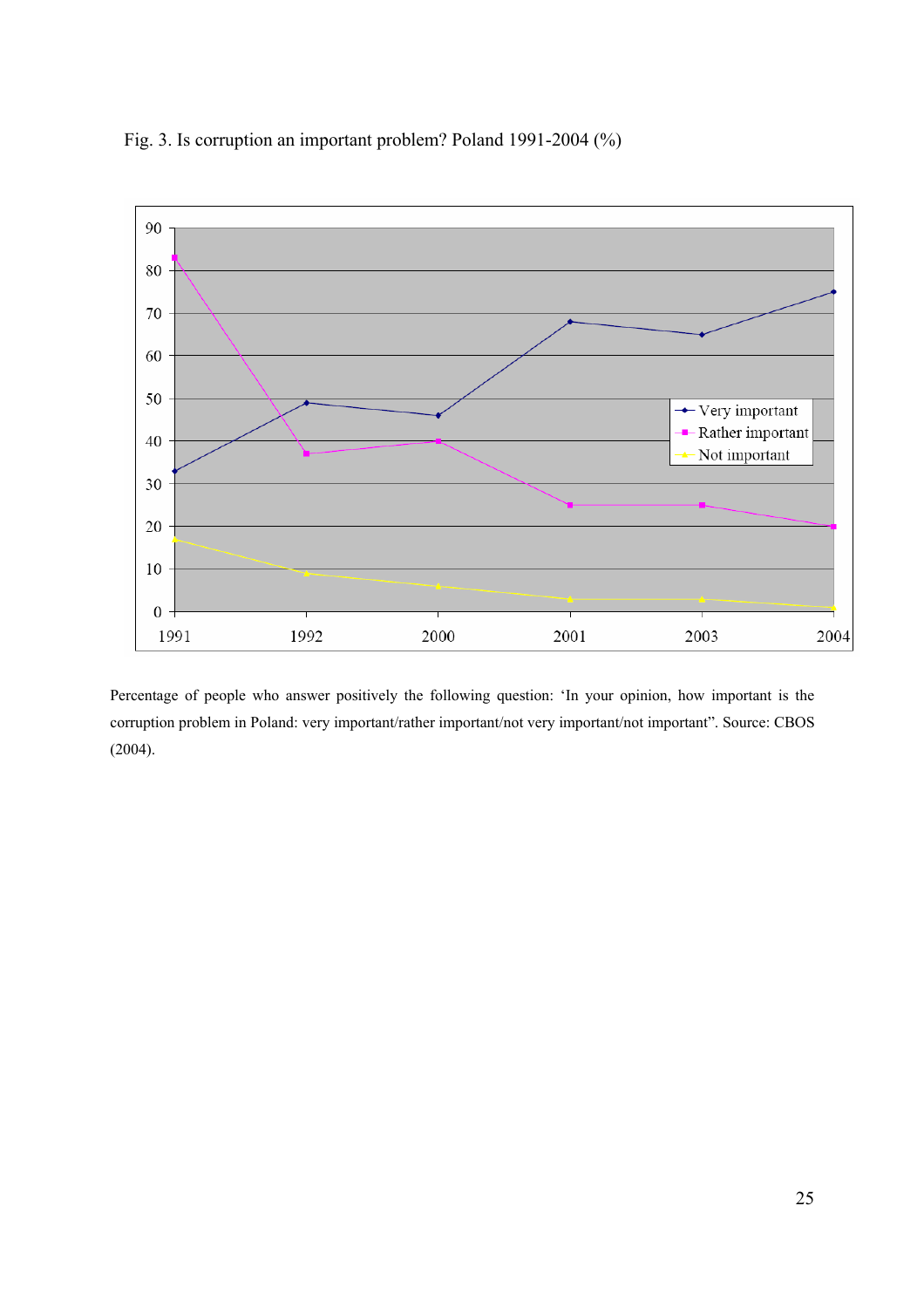Fig. 3. Is corruption an important problem? Poland 1991-2004 (%)

Percentage of people who answer positively the following question: 'In your opinion, how important is the corruption problem in Poland: very important/rather important/not very important/not important". Source: CBOS (2004).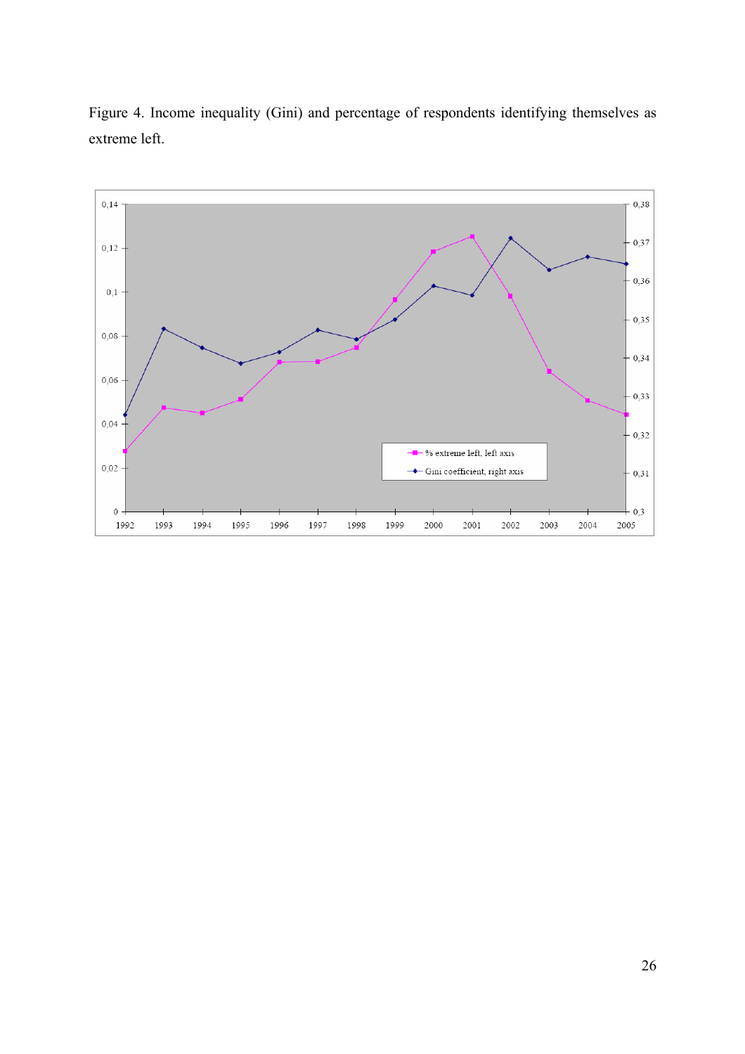Figure 4. Income inequality (Gini) and percentage of respondents identifying themselves as extreme left.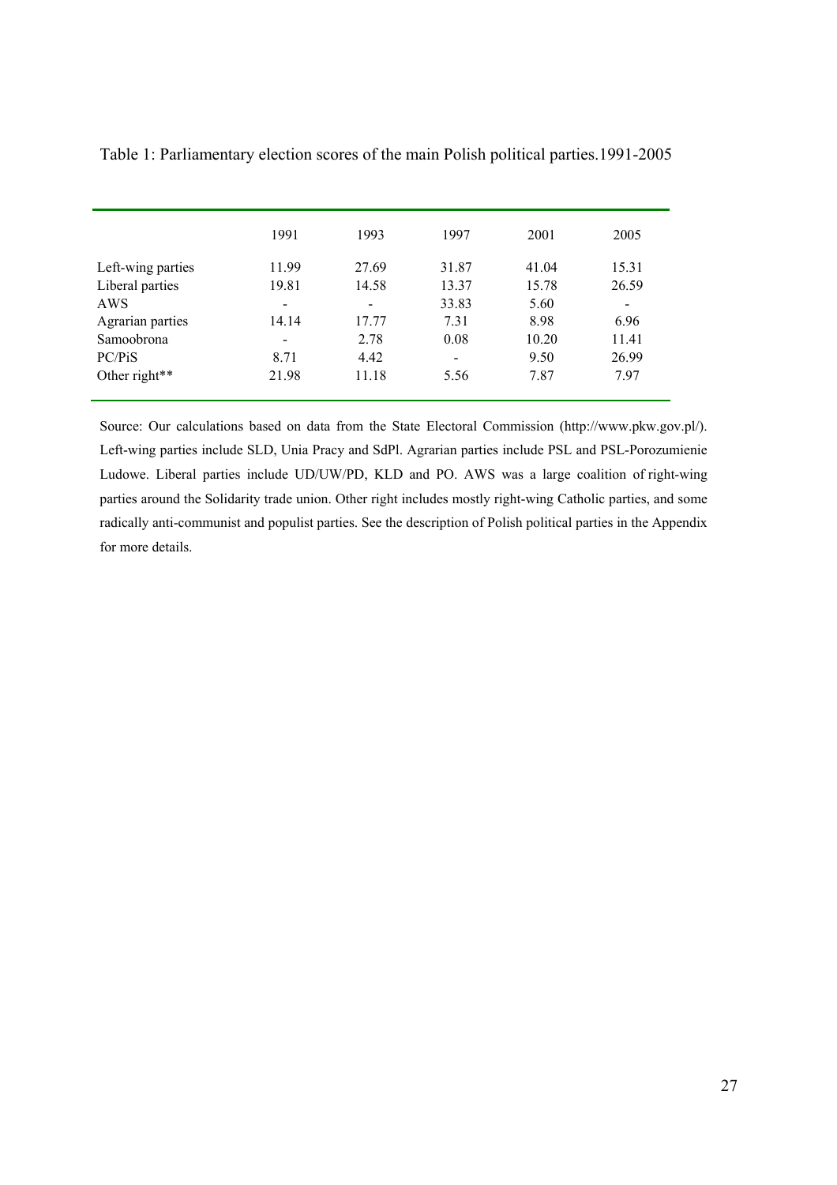Table 1: Parliamentary election scores of the main Polish political parties.1991-2005

| | 1991 | 1993 | 1997 | 2001 | 2005 |
|---|---|---|---|---|---|
| Left-wing parties | 11.99 | 27.69 | 31.87 | 41.04 | 15.31 |
| Liberal parties | 19.81 | 14.58 | 13.37 | 15.78 | 26.59 |
| AWS | - | - | 33.83 | 5.60 | - |
| Agrarian parties | 14.14 | 17.77 | 7.31 | 8.98 | 6.96 |
| Samoobrona | - | 2.78 | 0.08 | 10.20 | 11.41 |
| PC/PiS | 8.71 | 4.42 | - | 9.50 | 26.99 |
| Other right** | 21.98 | 11.18 | 5.56 | 7.87 | 7.97 |

Source: Our calculations based on data from the State Electoral Commission (http://www.pkw.gov.pl/). Left-wing parties include SLD, Unia Pracy and SdPl. Agrarian parties include PSL and PSL-Porozumienie Ludowe. Liberal parties include UD/UW/PD, KLD and PO. AWS was a large coalition of right-wing parties around the Solidarity trade union. Other right includes mostly right-wing Catholic parties, and some radically anti-communist and populist parties. See the description of Polish political parties in the Appendix for more details.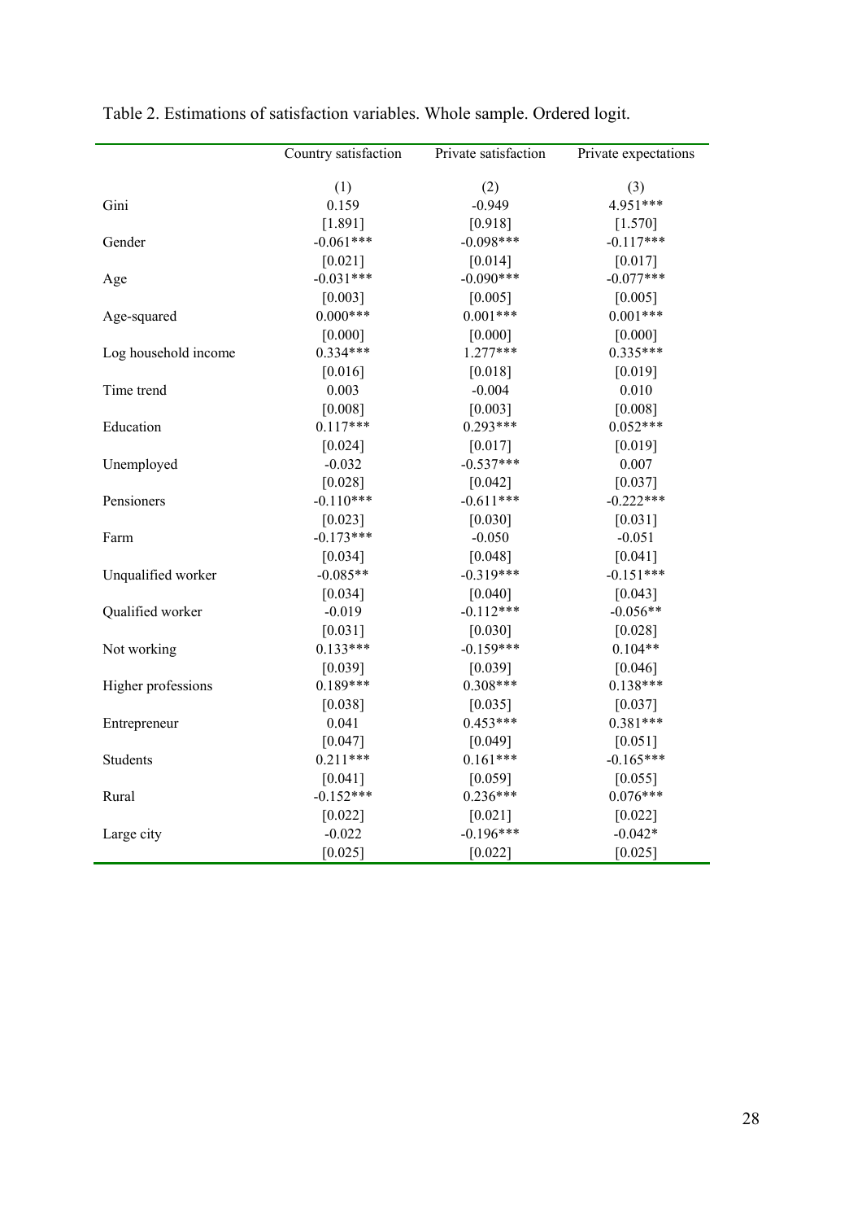Table 2. Estimations of satisfaction variables. Whole sample. Ordered logit.

| | Country satisfaction | Private satisfaction | Private expectations |
|---|---|---|---|
| | (1) | (2) | (3) |
| Gini | 0.159 | -0.949 | 4.951*** |
| | [1.891] | [0.918] | [1.570] |
| Gender | -0.061*** | -0.098*** | -0.117*** |
| | [0.021] | [0.014] | [0.017] |
| Age | -0.031*** | -0.090*** | -0.077*** |
| | [0.003] | [0.005] | [0.005] |
| Age-squared | 0.000*** | 0.001*** | 0.001*** |
| | [0.000] | [0.000] | [0.000] |
| Log household income | 0.334*** | 1.277*** | 0.335*** |
| | [0.016] | [0.018] | [0.019] |
| Time trend | 0.003 | -0.004 | 0.010 |
| | [0.008] | [0.003] | [0.008] |
| Education | 0.117*** | 0.293*** | 0.052*** |
| | [0.024] | [0.017] | [0.019] |
| Unemployed | -0.032 | -0.537*** | 0.007 |
| | [0.028] | [0.042] | [0.037] |
| Pensioners | -0.110*** | -0.611*** | -0.222*** |
| | [0.023] | [0.030] | [0.031] |
| Farm | -0.173*** | -0.050 | -0.051 |
| | [0.034] | [0.048] | [0.041] |
| Unqualified worker | -0.085** | -0.319*** | -0.151*** |
| | [0.034] | [0.040] | [0.043] |
| Qualified worker | -0.019 | -0.112*** | -0.056** |
| | [0.031] | [0.030] | [0.028] |
| Not working | 0.133*** | -0.159*** | 0.104** |
| | [0.039] | [0.039] | [0.046] |
| Higher professions | 0.189*** | 0.308*** | 0.138*** |
| | [0.038] | [0.035] | [0.037] |
| Entrepreneur | 0.041 | 0.453*** | 0.381*** |
| | [0.047] | [0.049] | [0.051] |
| Students | 0.211*** | 0.161*** | -0.165*** |
| | [0.041] | [0.059] | [0.055] |
| Rural | -0.152*** | 0.236*** | 0.076*** |
| | [0.022] | [0.021] | [0.022] |
| Large city | -0.022 | -0.196*** | -0.042* |
| | [0.025] | [0.022] | [0.025] |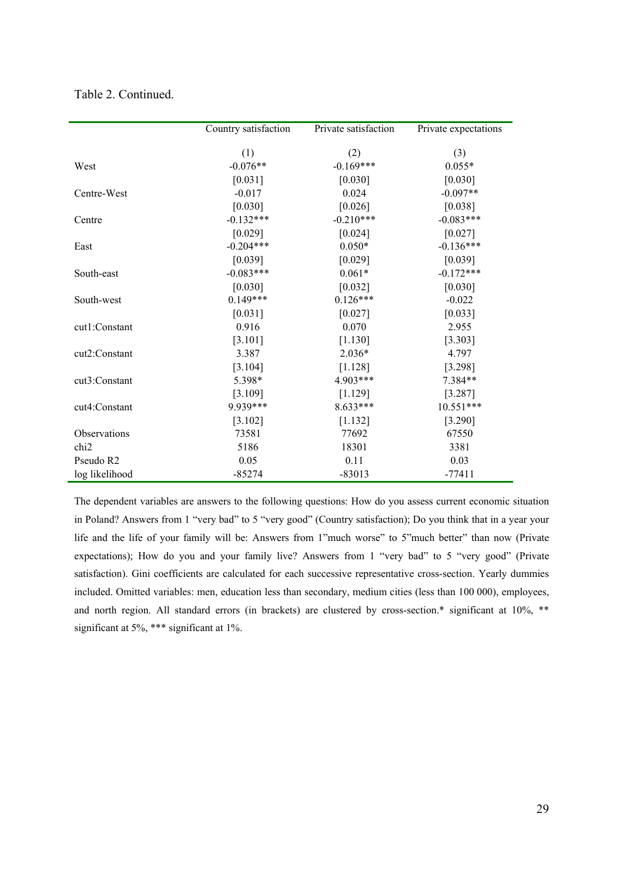Table 2. Continued.

| | Country satisfaction | Private satisfaction | Private expectations |
|---|---|---|---|
| | (1) | (2) | (3) |
| West | -0.076** | -0.169*** | 0.055* |
| | [0.031] | [0.030] | [0.030] |
| Centre-West | -0.017 | 0.024 | -0.097** |
| | [0.030] | [0.026] | [0.038] |
| Centre | -0.132*** | -0.210*** | -0.083*** |
| | [0.029] | [0.024] | [0.027] |
| East | -0.204*** | 0.050* | -0.136*** |
| | [0.039] | [0.029] | [0.039] |
| South-east | -0.083*** | 0.061* | -0.172*** |
| | [0.030] | [0.032] | [0.030] |
| South-west | 0.149*** | 0.126*** | -0.022 |
| | [0.031] | [0.027] | [0.033] |
| cut1:Constant | 0.916 | 0.070 | 2.955 |
| | [3.101] | [1.130] | [3.303] |
| cut2:Constant | 3.387 | 2.036* | 4.797 |
| | [3.104] | [1.128] | [3.298] |
| cut3:Constant | 5.398* | 4.903*** | 7.384** |
| | [3.109] | [1.129] | [3.287] |
| cut4:Constant | 9.939*** | 8.633*** | 10.551*** |
| | [3.102] | [1.132] | [3.290] |
| Observations | 73581 | 77692 | 67550 |
| chi2 | 5186 | 18301 | 3381 |
| Pseudo R2 | 0.05 | 0.11 | 0.03 |
| log likelihood | -85274 | -83013 | -77411 |

The dependent variables are answers to the following questions: How do you assess current economic situation in Poland? Answers from 1 "very bad" to 5 "very good" (Country satisfaction); Do you think that in a year your life and the life of your family will be: Answers from 1"much worse" to 5"much better" than now (Private expectations); How do you and your family live? Answers from 1 "very bad" to 5 "very good" (Private satisfaction). Gini coefficients are calculated for each successive representative cross-section. Yearly dummies included. Omitted variables: men, education less than secondary, medium cities (less than 100 000), employees, and north region. All standard errors (in brackets) are clustered by cross-section.* significant at 10%, ** significant at 5%, *** significant at 1%.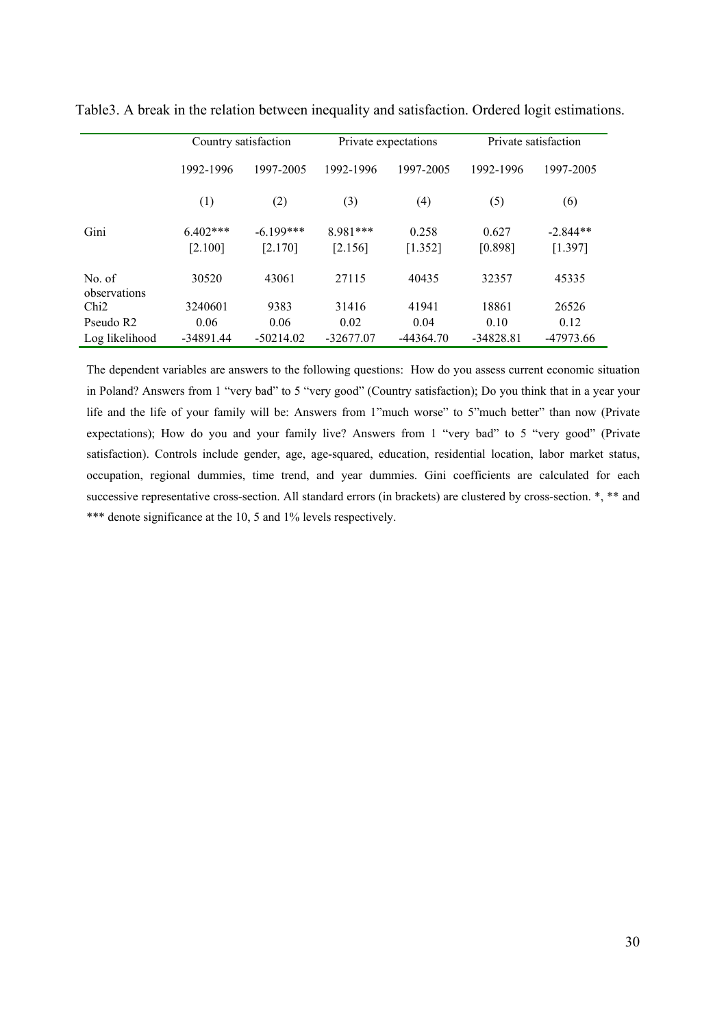Table3. A break in the relation between inequality and satisfaction. Ordered logit estimations.

| | Country satisfaction | | Private expectations | | Private satisfaction | |
|---|---|---|---|---|---|---|
| | 1992-1996 | 1997-2005 | 1992-1996 | 1997-2005 | 1992-1996 | 1997-2005 |
| | (1) | (2) | (3) | (4) | (5) | (6) |
| Gini | 6.402*** | -6.199*** | 8.981*** | 0.258 | 0.627 | -2.844** |
| | [2.100] | [2.170] | [2.156] | [1.352] | [0.898] | [1.397] |
| No. of observations | 30520 | 43061 | 27115 | 40435 | 32357 | 45335 |
| Chi2 | 3240601 | 9383 | 31416 | 41941 | 18861 | 26526 |
| Pseudo R2 | 0.06 | 0.06 | 0.02 | 0.04 | 0.10 | 0.12 |
| Log likelihood | -34891.44 | -50214.02 | -32677.07 | -44364.70 | -34828.81 | -47973.66 |

The dependent variables are answers to the following questions: How do you assess current economic situation in Poland? Answers from 1 "very bad" to 5 "very good" (Country satisfaction); Do you think that in a year your life and the life of your family will be: Answers from 1"much worse" to 5"much better" than now (Private expectations); How do you and your family live? Answers from 1 "very bad" to 5 "very good" (Private satisfaction). Controls include gender, age, age-squared, education, residential location, labor market status, occupation, regional dummies, time trend, and year dummies. Gini coefficients are calculated for each successive representative cross-section. All standard errors (in brackets) are clustered by cross-section. *, ** and *** denote significance at the 10, 5 and 1% levels respectively.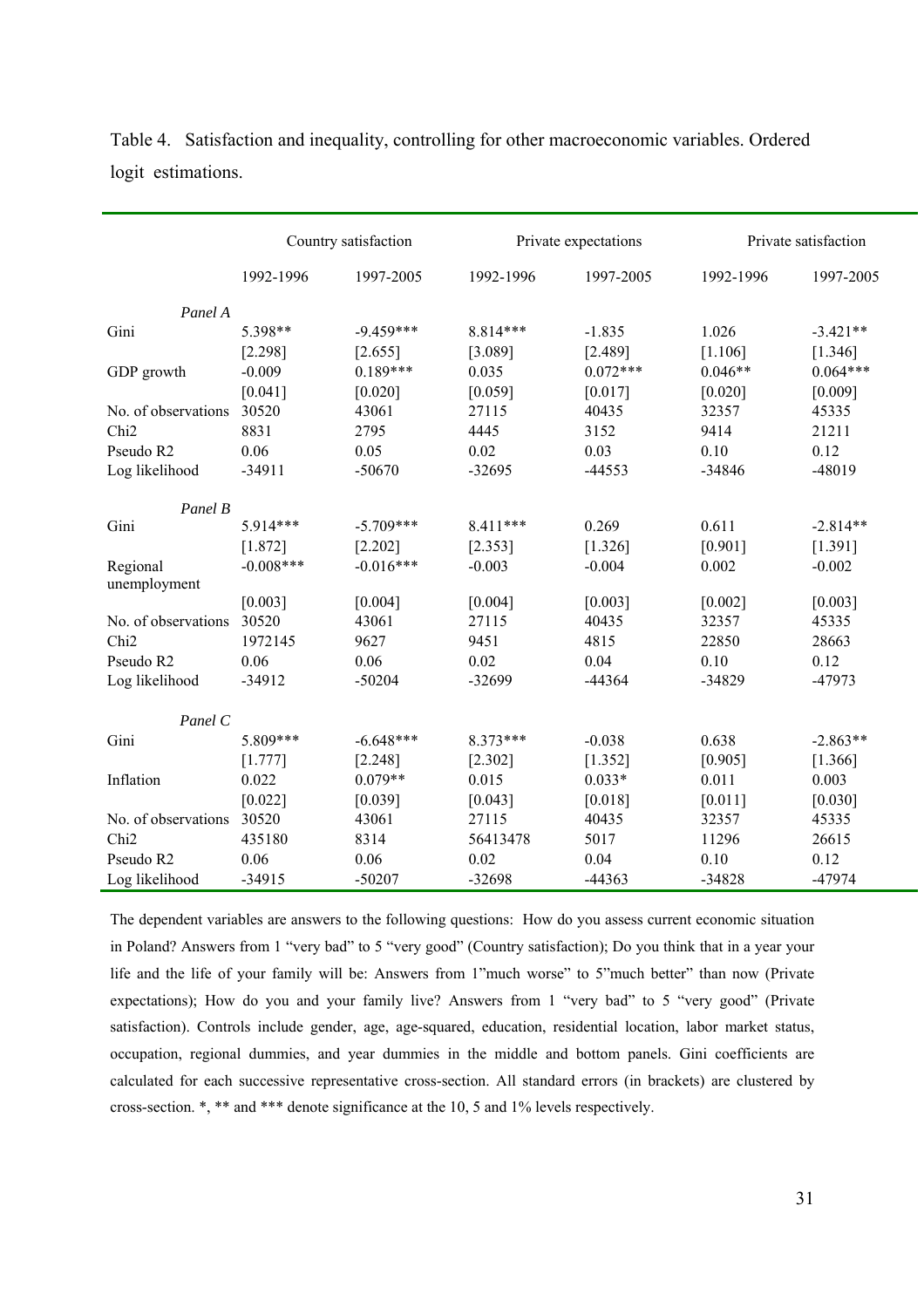Table 4. Satisfaction and inequality, controlling for other macroeconomic variables. Ordered logit estimations.

| | Country satisfaction | | Private expectations | | Private satisfaction | |
|---|---|---|---|---|---|---|
| | 1992-1996 | 1997-2005 | 1992-1996 | 1997-2005 | 1992-1996 | 1997-2005 |
| *Panel A* | | | | | | |
| Gini | 5.398** | -9.459*** | 8.814*** | -1.835 | 1.026 | -3.421** |
| | [2.298] | [2.655] | [3.089] | [2.489] | [1.106] | [1.346] |
| GDP growth | -0.009 | 0.189*** | 0.035 | 0.072*** | 0.046** | 0.064*** |
| | [0.041] | [0.020] | [0.059] | [0.017] | [0.020] | [0.009] |
| No. of observations | 30520 | 43061 | 27115 | 40435 | 32357 | 45335 |
| Chi2 | 8831 | 2795 | 4445 | 3152 | 9414 | 21211 |
| Pseudo R2 | 0.06 | 0.05 | 0.02 | 0.03 | 0.10 | 0.12 |
| Log likelihood | -34911 | -50670 | -32695 | -44553 | -34846 | -48019 |
| *Panel B* | | | | | | |
| Gini | 5.914*** | -5.709*** | 8.411*** | 0.269 | 0.611 | -2.814** |
| | [1.872] | [2.202] | [2.353] | [1.326] | [0.901] | [1.391] |
| Regional unemployment | -0.008*** | -0.016*** | -0.003 | -0.004 | 0.002 | -0.002 |
| | [0.003] | [0.004] | [0.004] | [0.003] | [0.002] | [0.003] |
| No. of observations | 30520 | 43061 | 27115 | 40435 | 32357 | 45335 |
| Chi2 | 1972145 | 9627 | 9451 | 4815 | 22850 | 28663 |
| Pseudo R2 | 0.06 | 0.06 | 0.02 | 0.04 | 0.10 | 0.12 |
| Log likelihood | -34912 | -50204 | -32699 | -44364 | -34829 | -47973 |
| *Panel C* | | | | | | |
| Gini | 5.809*** | -6.648*** | 8.373*** | -0.038 | 0.638 | -2.863** |
| | [1.777] | [2.248] | [2.302] | [1.352] | [0.905] | [1.366] |
| Inflation | 0.022 | 0.079** | 0.015 | 0.033* | 0.011 | 0.003 |
| | [0.022] | [0.039] | [0.043] | [0.018] | [0.011] | [0.030] |
| No. of observations | 30520 | 43061 | 27115 | 40435 | 32357 | 45335 |
| Chi2 | 435180 | 8314 | 56413478 | 5017 | 11296 | 26615 |
| Pseudo R2 | 0.06 | 0.06 | 0.02 | 0.04 | 0.10 | 0.12 |
| Log likelihood | -34915 | -50207 | -32698 | -44363 | -34828 | -47974 |

The dependent variables are answers to the following questions: How do you assess current economic situation in Poland? Answers from 1 "very bad" to 5 "very good" (Country satisfaction); Do you think that in a year your life and the life of your family will be: Answers from 1"much worse" to 5"much better" than now (Private expectations); How do you and your family live? Answers from 1 "very bad" to 5 "very good" (Private satisfaction). Controls include gender, age, age-squared, education, residential location, labor market status, occupation, regional dummies, and year dummies in the middle and bottom panels. Gini coefficients are calculated for each successive representative cross-section. All standard errors (in brackets) are clustered by cross-section. *, ** and *** denote significance at the 10, 5 and 1% levels respectively.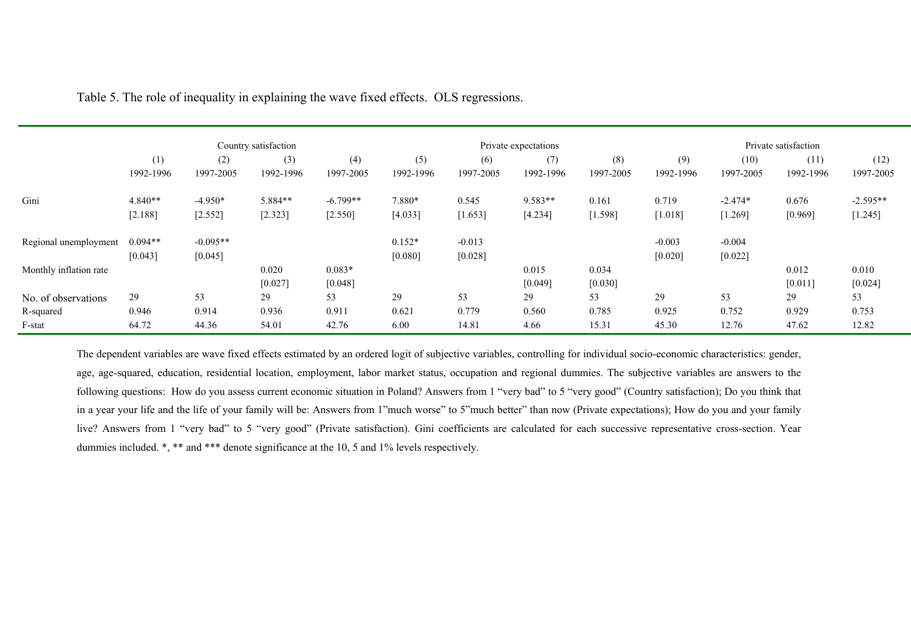Table 5. The role of inequality in explaining the wave fixed effects. OLS regressions.

| | Country satisfaction | | | | Private expectations | | | | Private satisfaction | | | |
|---|---|---|---|---|---|---|---|---|---|---|---|---|
| | (1) | (2) | (3) | (4) | (5) | (6) | (7) | (8) | (9) | (10) | (11) | (12) |
| | 1992-1996 | 1997-2005 | 1992-1996 | 1997-2005 | 1992-1996 | 1997-2005 | 1992-1996 | 1997-2005 | 1992-1996 | 1997-2005 | 1992-1996 | 1997-2005 |
| Gini | 4.840** | -4.950* | 5.884** | -6.799** | 7.880* | 0.545 | 9.583** | 0.161 | 0.719 | -2.474* | 0.676 | -2.595** |
| | [2.188] | [2.552] | [2.323] | [2.550] | [4.033] | [1.653] | [4.234] | [1.598] | [1.018] | [1.269] | [0.969] | [1.245] |
| Regional unemployment | 0.094** | -0.095** | | | 0.152* | -0.013 | | | -0.003 | -0.004 | | |
| | [0.043] | [0.045] | | | [0.080] | [0.028] | | | [0.020] | [0.022] | | |
| Monthly inflation rate | | | 0.020 | 0.083* | | | 0.015 | 0.034 | | | 0.012 | 0.010 |
| | | | [0.027] | [0.048] | | | [0.049] | [0.030] | | | [0.011] | [0.024] |
| No. of observations | 29 | 53 | 29 | 53 | 29 | 53 | 29 | 53 | 29 | 53 | 29 | 53 |
| R-squared | 0.946 | 0.914 | 0.936 | 0.911 | 0.621 | 0.779 | 0.560 | 0.785 | 0.925 | 0.752 | 0.929 | 0.753 |
| F-stat | 64.72 | 44.36 | 54.01 | 42.76 | 6.00 | 14.81 | 4.66 | 15.31 | 45.30 | 12.76 | 47.62 | 12.82 |

The dependent variables are wave fixed effects estimated by an ordered logit of subjective variables, controlling for individual socio-economic characteristics: gender, age, age-squared, education, residential location, employment, labor market status, occupation and regional dummies. The subjective variables are answers to the following questions: How do you assess current economic situation in Poland? Answers from 1 "very bad" to 5 "very good" (Country satisfaction); Do you think that in a year your life and the life of your family will be: Answers from 1"much worse" to 5"much better" than now (Private expectations); How do you and your family live? Answers from 1 "very bad" to 5 "very good" (Private satisfaction). Gini coefficients are calculated for each successive representative cross-section. Year dummies included. *, ** and *** denote significance at the 10, 5 and 1% levels respectively.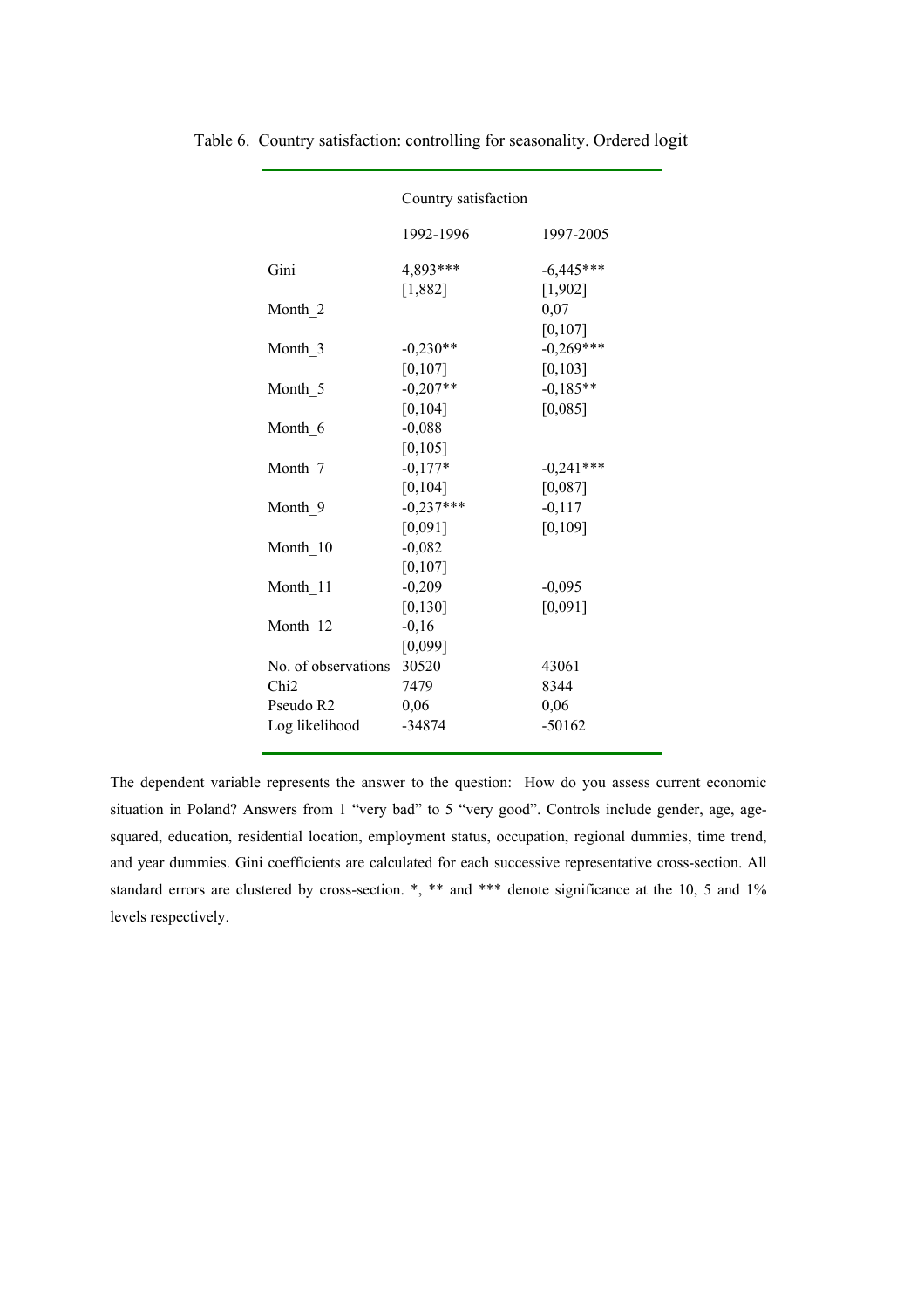Table 6. Country satisfaction: controlling for seasonality. Ordered logit

| | Country satisfaction | |
|---|---|---|
| | 1992-1996 | 1997-2005 |
| Gini | 4,893*** | -6,445*** |
| | [1,882] | [1,902] |
| Month_2 | | 0,07 |
| | | [0,107] |
| Month_3 | -0,230** | -0,269*** |
| | [0,107] | [0,103] |
| Month_5 | -0,207** | -0,185** |
| | [0,104] | [0,085] |
| Month_6 | -0,088 | |
| | [0,105] | |
| Month_7 | -0,177* | -0,241*** |
| | [0,104] | [0,087] |
| Month_9 | -0,237*** | -0,117 |
| | [0,091] | [0,109] |
| Month_10 | -0,082 | |
| | [0,107] | |
| Month_11 | -0,209 | -0,095 |
| | [0,130] | [0,091] |
| Month_12 | -0,16 | |
| | [0,099] | |
| No. of observations | 30520 | 43061 |
| Chi2 | 7479 | 8344 |
| Pseudo R2 | 0,06 | 0,06 |
| Log likelihood | -34874 | -50162 |

The dependent variable represents the answer to the question: How do you assess current economic situation in Poland? Answers from 1 "very bad" to 5 "very good". Controls include gender, age, age-squared, education, residential location, employment status, occupation, regional dummies, time trend, and year dummies. Gini coefficients are calculated for each successive representative cross-section. All standard errors are clustered by cross-section. *, ** and *** denote significance at the 10, 5 and 1% levels respectively.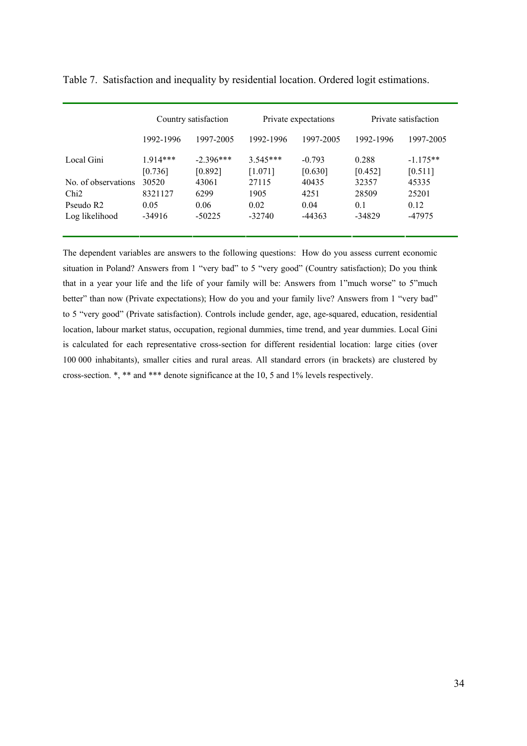Table 7. Satisfaction and inequality by residential location. Ordered logit estimations.

| | Country satisfaction | | Private expectations | | Private satisfaction | |
|---|---|---|---|---|---|---|
| | 1992-1996 | 1997-2005 | 1992-1996 | 1997-2005 | 1992-1996 | 1997-2005 |
| Local Gini | 1.914*** | -2.396*** | 3.545*** | -0.793 | 0.288 | -1.175** |
| | [0.736] | [0.892] | [1.071] | [0.630] | [0.452] | [0.511] |
| No. of observations | 30520 | 43061 | 27115 | 40435 | 32357 | 45335 |
| Chi2 | 8321127 | 6299 | 1905 | 4251 | 28509 | 25201 |
| Pseudo R2 | 0.05 | 0.06 | 0.02 | 0.04 | 0.1 | 0.12 |
| Log likelihood | -34916 | -50225 | -32740 | -44363 | -34829 | -47975 |

The dependent variables are answers to the following questions: How do you assess current economic situation in Poland? Answers from 1 "very bad" to 5 "very good" (Country satisfaction); Do you think that in a year your life and the life of your family will be: Answers from 1"much worse" to 5"much better" than now (Private expectations); How do you and your family live? Answers from 1 "very bad" to 5 "very good" (Private satisfaction). Controls include gender, age, age-squared, education, residential location, labour market status, occupation, regional dummies, time trend, and year dummies. Local Gini is calculated for each representative cross-section for different residential location: large cities (over 100 000 inhabitants), smaller cities and rural areas. All standard errors (in brackets) are clustered by cross-section. *, ** and *** denote significance at the 10, 5 and 1% levels respectively.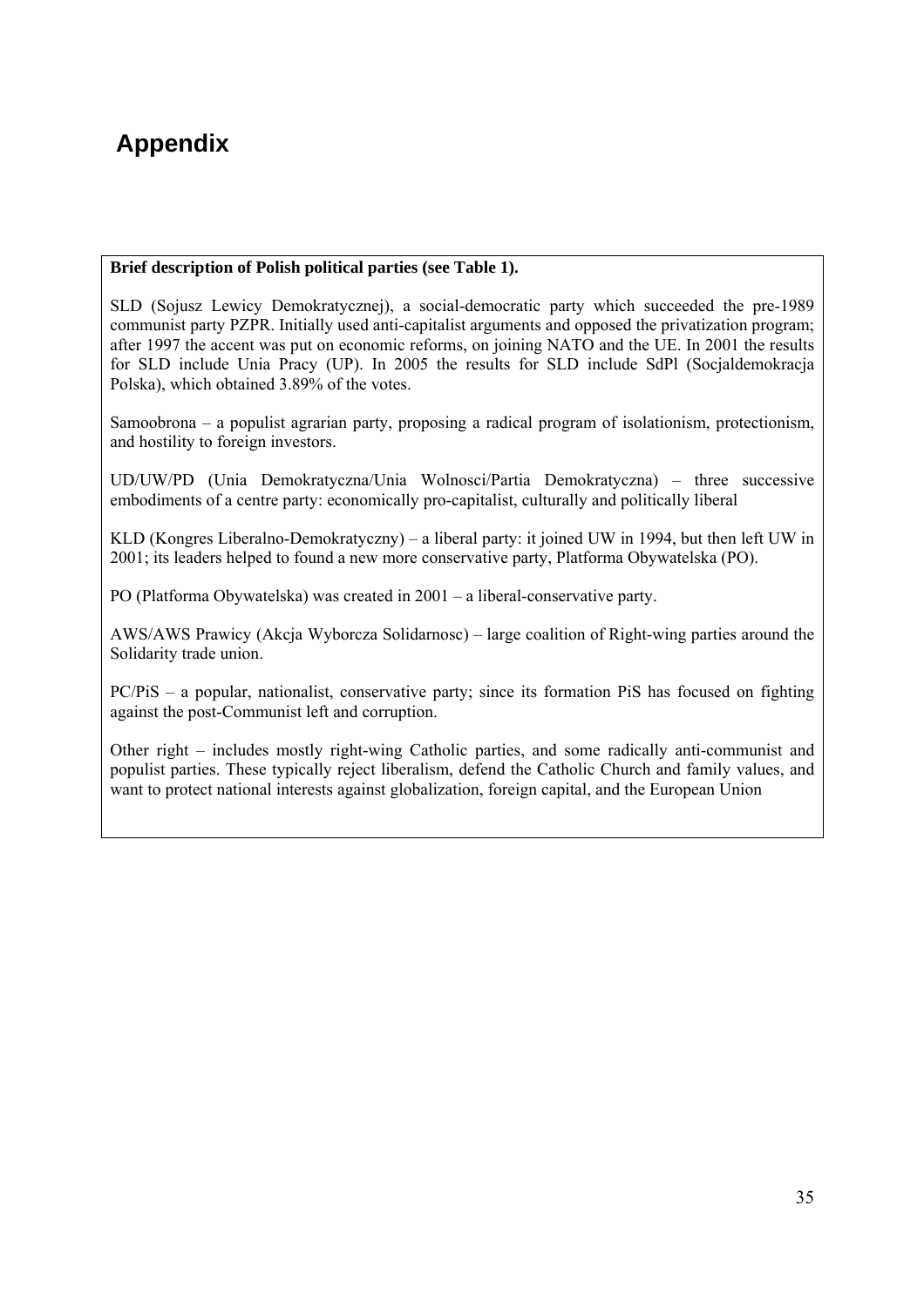# Appendix

**Brief description of Polish political parties (see Table 1).**

SLD (Sojusz Lewicy Demokratycznej), a social-democratic party which succeeded the pre-1989 communist party PZPR. Initially used anti-capitalist arguments and opposed the privatization program; after 1997 the accent was put on economic reforms, on joining NATO and the UE. In 2001 the results for SLD include Unia Pracy (UP). In 2005 the results for SLD include SdPl (Socjaldemokracja Polska), which obtained 3.89% of the votes.

Samoobrona – a populist agrarian party, proposing a radical program of isolationism, protectionism, and hostility to foreign investors.

UD/UW/PD (Unia Demokratyczna/Unia Wolnosci/Partia Demokratyczna) – three successive embodiments of a centre party: economically pro-capitalist, culturally and politically liberal

KLD (Kongres Liberalno-Demokratyczny) – a liberal party: it joined UW in 1994, but then left UW in 2001; its leaders helped to found a new more conservative party, Platforma Obywatelska (PO).

PO (Platforma Obywatelska) was created in 2001 – a liberal-conservative party.

AWS/AWS Prawicy (Akcja Wyborcza Solidarnosc) – large coalition of Right-wing parties around the Solidarity trade union.

PC/PiS – a popular, nationalist, conservative party; since its formation PiS has focused on fighting against the post-Communist left and corruption.

Other right – includes mostly right-wing Catholic parties, and some radically anti-communist and populist parties. These typically reject liberalism, defend the Catholic Church and family values, and want to protect national interests against globalization, foreign capital, and the European Union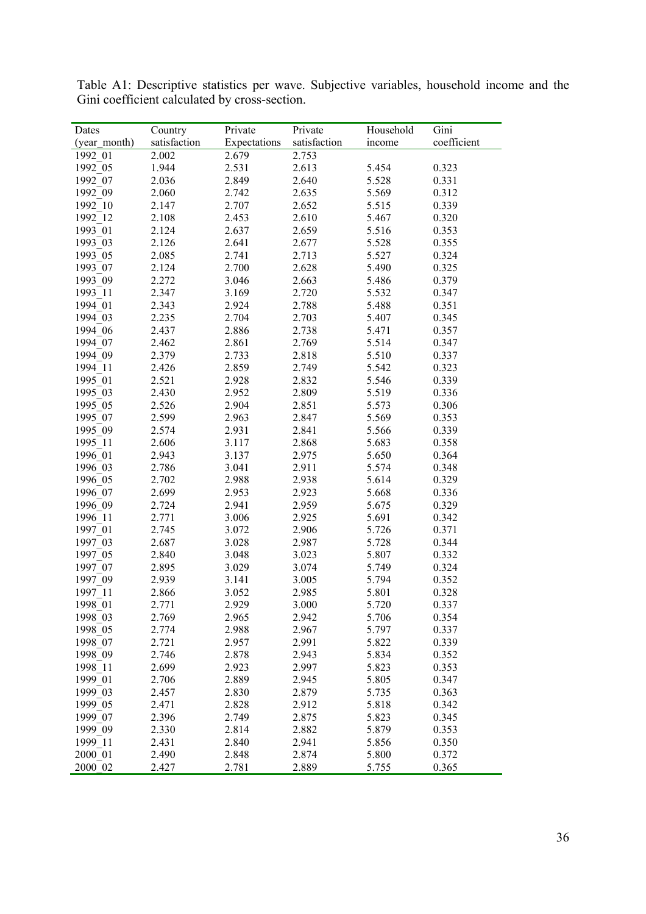Table A1: Descriptive statistics per wave. Subjective variables, household income and the Gini coefficient calculated by cross-section.

| Dates (year_month) | Country satisfaction | Private Expectations | Private satisfaction | Household income | Gini coefficient |
|---|---|---|---|---|---|
| 1992_01 | 2.002 | 2.679 | 2.753 | | |
| 1992_05 | 1.944 | 2.531 | 2.613 | 5.454 | 0.323 |
| 1992_07 | 2.036 | 2.849 | 2.640 | 5.528 | 0.331 |
| 1992_09 | 2.060 | 2.742 | 2.635 | 5.569 | 0.312 |
| 1992_10 | 2.147 | 2.707 | 2.652 | 5.515 | 0.339 |
| 1992_12 | 2.108 | 2.453 | 2.610 | 5.467 | 0.320 |
| 1993_01 | 2.124 | 2.637 | 2.659 | 5.516 | 0.353 |
| 1993_03 | 2.126 | 2.641 | 2.677 | 5.528 | 0.355 |
| 1993_05 | 2.085 | 2.741 | 2.713 | 5.527 | 0.324 |
| 1993_07 | 2.124 | 2.700 | 2.628 | 5.490 | 0.325 |
| 1993_09 | 2.272 | 3.046 | 2.663 | 5.486 | 0.379 |
| 1993_11 | 2.347 | 3.169 | 2.720 | 5.532 | 0.347 |
| 1994_01 | 2.343 | 2.924 | 2.788 | 5.488 | 0.351 |
| 1994_03 | 2.235 | 2.704 | 2.703 | 5.407 | 0.345 |
| 1994_06 | 2.437 | 2.886 | 2.738 | 5.471 | 0.357 |
| 1994_07 | 2.462 | 2.861 | 2.769 | 5.514 | 0.347 |
| 1994_09 | 2.379 | 2.733 | 2.818 | 5.510 | 0.337 |
| 1994_11 | 2.426 | 2.859 | 2.749 | 5.542 | 0.323 |
| 1995_01 | 2.521 | 2.928 | 2.832 | 5.546 | 0.339 |
| 1995_03 | 2.430 | 2.952 | 2.809 | 5.519 | 0.336 |
| 1995_05 | 2.526 | 2.904 | 2.851 | 5.573 | 0.306 |
| 1995_07 | 2.599 | 2.963 | 2.847 | 5.569 | 0.353 |
| 1995_09 | 2.574 | 2.931 | 2.841 | 5.566 | 0.339 |
| 1995_11 | 2.606 | 3.117 | 2.868 | 5.683 | 0.358 |
| 1996_01 | 2.943 | 3.137 | 2.975 | 5.650 | 0.364 |
| 1996_03 | 2.786 | 3.041 | 2.911 | 5.574 | 0.348 |
| 1996_05 | 2.702 | 2.988 | 2.938 | 5.614 | 0.329 |
| 1996_07 | 2.699 | 2.953 | 2.923 | 5.668 | 0.336 |
| 1996_09 | 2.724 | 2.941 | 2.959 | 5.675 | 0.329 |
| 1996_11 | 2.771 | 3.006 | 2.925 | 5.691 | 0.342 |
| 1997_01 | 2.745 | 3.072 | 2.906 | 5.726 | 0.371 |
| 1997_03 | 2.687 | 3.028 | 2.987 | 5.728 | 0.344 |
| 1997_05 | 2.840 | 3.048 | 3.023 | 5.807 | 0.332 |
| 1997_07 | 2.895 | 3.029 | 3.074 | 5.749 | 0.324 |
| 1997_09 | 2.939 | 3.141 | 3.005 | 5.794 | 0.352 |
| 1997_11 | 2.866 | 3.052 | 2.985 | 5.801 | 0.328 |
| 1998_01 | 2.771 | 2.929 | 3.000 | 5.720 | 0.337 |
| 1998_03 | 2.769 | 2.965 | 2.942 | 5.706 | 0.354 |
| 1998_05 | 2.774 | 2.988 | 2.967 | 5.797 | 0.337 |
| 1998_07 | 2.721 | 2.957 | 2.991 | 5.822 | 0.339 |
| 1998_09 | 2.746 | 2.878 | 2.943 | 5.834 | 0.352 |
| 1998_11 | 2.699 | 2.923 | 2.997 | 5.823 | 0.353 |
| 1999_01 | 2.706 | 2.889 | 2.945 | 5.805 | 0.347 |
| 1999_03 | 2.457 | 2.830 | 2.879 | 5.735 | 0.363 |
| 1999_05 | 2.471 | 2.828 | 2.912 | 5.818 | 0.342 |
| 1999_07 | 2.396 | 2.749 | 2.875 | 5.823 | 0.345 |
| 1999_09 | 2.330 | 2.814 | 2.882 | 5.879 | 0.353 |
| 1999_11 | 2.431 | 2.840 | 2.941 | 5.856 | 0.350 |
| 2000_01 | 2.490 | 2.848 | 2.874 | 5.800 | 0.372 |
| 2000_02 | 2.427 | 2.781 | 2.889 | 5.755 | 0.365 |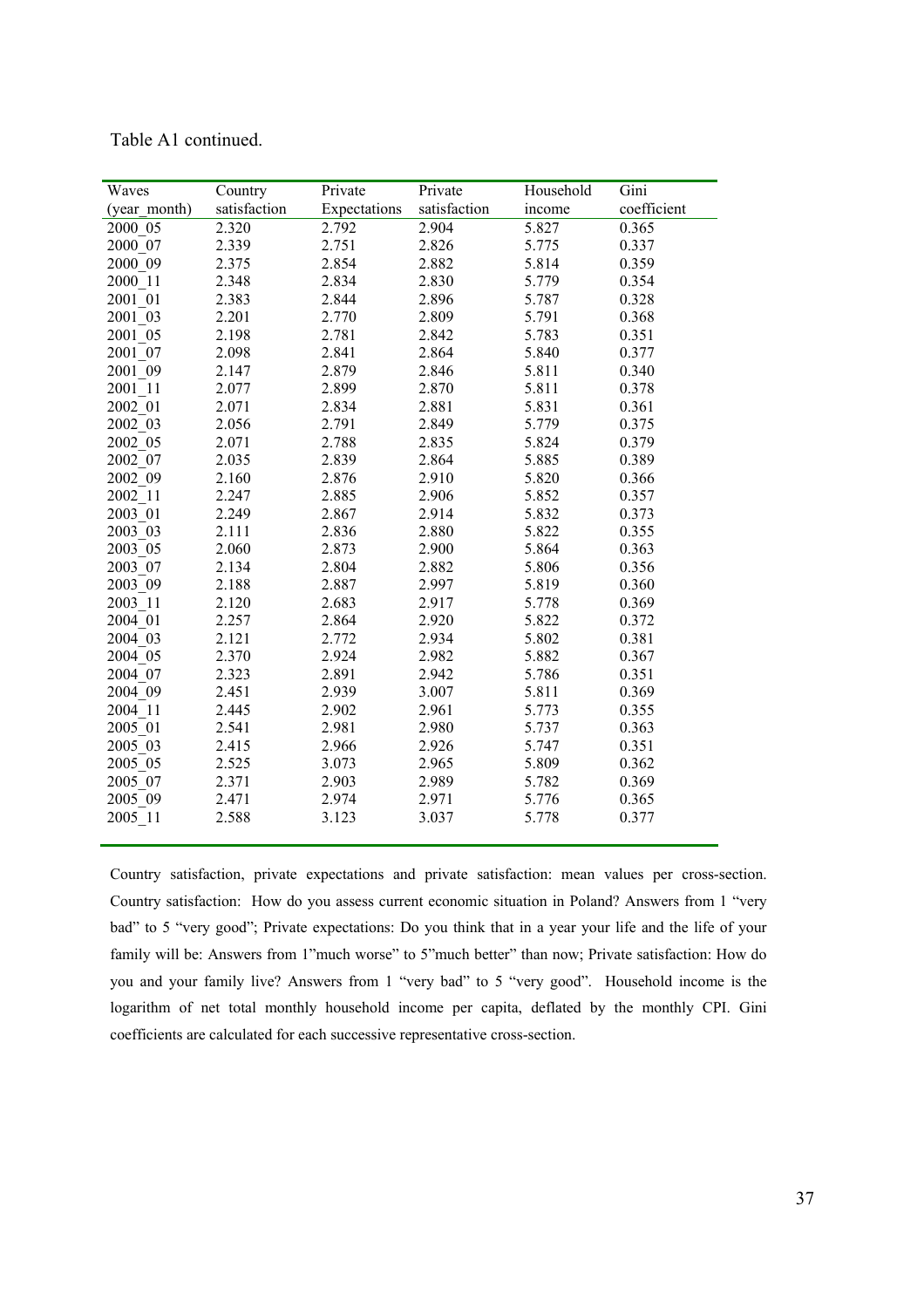Table A1 continued.

| Waves (year_month) | Country satisfaction | Private Expectations | Private satisfaction | Household income | Gini coefficient |
|---|---|---|---|---|---|
| 2000_05 | 2.320 | 2.792 | 2.904 | 5.827 | 0.365 |
| 2000_07 | 2.339 | 2.751 | 2.826 | 5.775 | 0.337 |
| 2000_09 | 2.375 | 2.854 | 2.882 | 5.814 | 0.359 |
| 2000_11 | 2.348 | 2.834 | 2.830 | 5.779 | 0.354 |
| 2001_01 | 2.383 | 2.844 | 2.896 | 5.787 | 0.328 |
| 2001_03 | 2.201 | 2.770 | 2.809 | 5.791 | 0.368 |
| 2001_05 | 2.198 | 2.781 | 2.842 | 5.783 | 0.351 |
| 2001_07 | 2.098 | 2.841 | 2.864 | 5.840 | 0.377 |
| 2001_09 | 2.147 | 2.879 | 2.846 | 5.811 | 0.340 |
| 2001_11 | 2.077 | 2.899 | 2.870 | 5.811 | 0.378 |
| 2002_01 | 2.071 | 2.834 | 2.881 | 5.831 | 0.361 |
| 2002_03 | 2.056 | 2.791 | 2.849 | 5.779 | 0.375 |
| 2002_05 | 2.071 | 2.788 | 2.835 | 5.824 | 0.379 |
| 2002_07 | 2.035 | 2.839 | 2.864 | 5.885 | 0.389 |
| 2002_09 | 2.160 | 2.876 | 2.910 | 5.820 | 0.366 |
| 2002_11 | 2.247 | 2.885 | 2.906 | 5.852 | 0.357 |
| 2003_01 | 2.249 | 2.867 | 2.914 | 5.832 | 0.373 |
| 2003_03 | 2.111 | 2.836 | 2.880 | 5.822 | 0.355 |
| 2003_05 | 2.060 | 2.873 | 2.900 | 5.864 | 0.363 |
| 2003_07 | 2.134 | 2.804 | 2.882 | 5.806 | 0.356 |
| 2003_09 | 2.188 | 2.887 | 2.997 | 5.819 | 0.360 |
| 2003_11 | 2.120 | 2.683 | 2.917 | 5.778 | 0.369 |
| 2004_01 | 2.257 | 2.864 | 2.920 | 5.822 | 0.372 |
| 2004_03 | 2.121 | 2.772 | 2.934 | 5.802 | 0.381 |
| 2004_05 | 2.370 | 2.924 | 2.982 | 5.882 | 0.367 |
| 2004_07 | 2.323 | 2.891 | 2.942 | 5.786 | 0.351 |
| 2004_09 | 2.451 | 2.939 | 3.007 | 5.811 | 0.369 |
| 2004_11 | 2.445 | 2.902 | 2.961 | 5.773 | 0.355 |
| 2005_01 | 2.541 | 2.981 | 2.980 | 5.737 | 0.363 |
| 2005_03 | 2.415 | 2.966 | 2.926 | 5.747 | 0.351 |
| 2005_05 | 2.525 | 3.073 | 2.965 | 5.809 | 0.362 |
| 2005_07 | 2.371 | 2.903 | 2.989 | 5.782 | 0.369 |
| 2005_09 | 2.471 | 2.974 | 2.971 | 5.776 | 0.365 |
| 2005_11 | 2.588 | 3.123 | 3.037 | 5.778 | 0.377 |

Country satisfaction, private expectations and private satisfaction: mean values per cross-section. Country satisfaction: How do you assess current economic situation in Poland? Answers from 1 "very bad" to 5 "very good"; Private expectations: Do you think that in a year your life and the life of your family will be: Answers from 1"much worse" to 5"much better" than now; Private satisfaction: How do you and your family live? Answers from 1 "very bad" to 5 "very good". Household income is the logarithm of net total monthly household income per capita, deflated by the monthly CPI. Gini coefficients are calculated for each successive representative cross-section.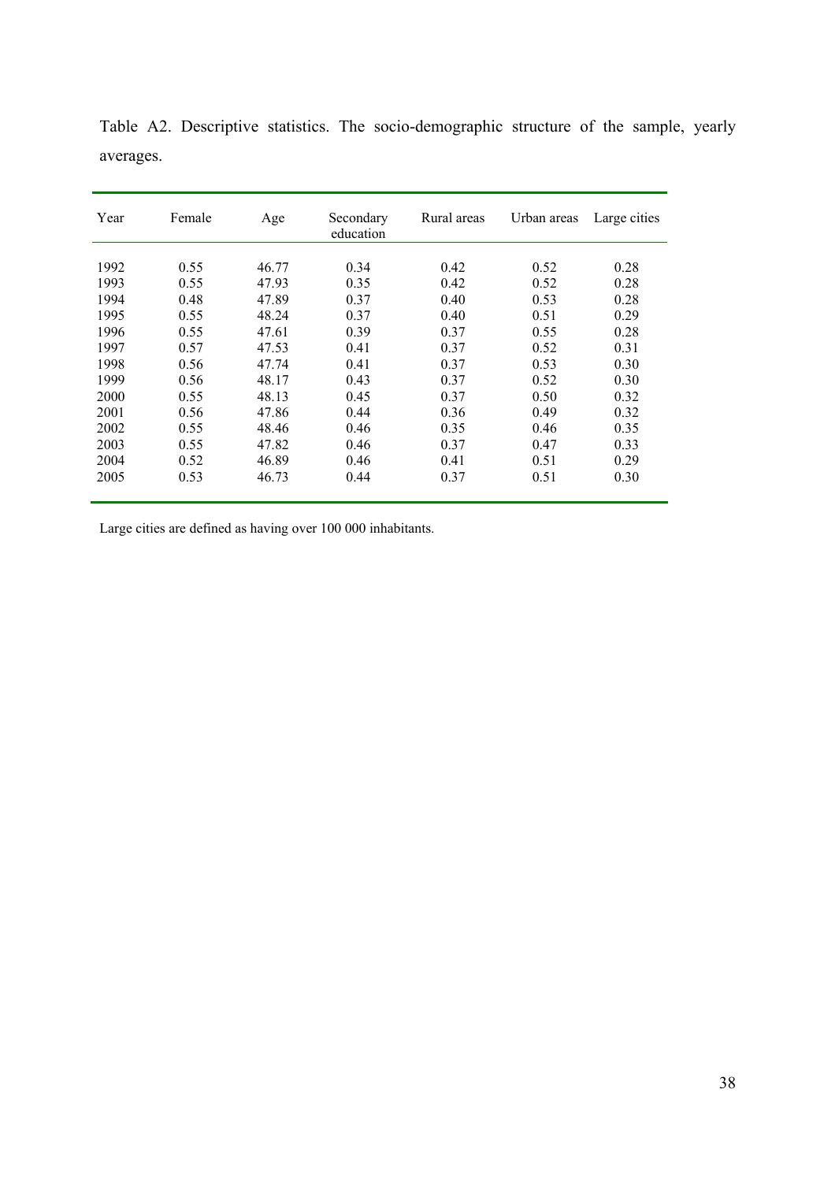Table A2. Descriptive statistics. The socio-demographic structure of the sample, yearly averages.

| Year | Female | Age | Secondary education | Rural areas | Urban areas | Large cities |
|---|---|---|---|---|---|---|
| 1992 | 0.55 | 46.77 | 0.34 | 0.42 | 0.52 | 0.28 |
| 1993 | 0.55 | 47.93 | 0.35 | 0.42 | 0.52 | 0.28 |
| 1994 | 0.48 | 47.89 | 0.37 | 0.40 | 0.53 | 0.28 |
| 1995 | 0.55 | 48.24 | 0.37 | 0.40 | 0.51 | 0.29 |
| 1996 | 0.55 | 47.61 | 0.39 | 0.37 | 0.55 | 0.28 |
| 1997 | 0.57 | 47.53 | 0.41 | 0.37 | 0.52 | 0.31 |
| 1998 | 0.56 | 47.74 | 0.41 | 0.37 | 0.53 | 0.30 |
| 1999 | 0.56 | 48.17 | 0.43 | 0.37 | 0.52 | 0.30 |
| 2000 | 0.55 | 48.13 | 0.45 | 0.37 | 0.50 | 0.32 |
| 2001 | 0.56 | 47.86 | 0.44 | 0.36 | 0.49 | 0.32 |
| 2002 | 0.55 | 48.46 | 0.46 | 0.35 | 0.46 | 0.35 |
| 2003 | 0.55 | 47.82 | 0.46 | 0.37 | 0.47 | 0.33 |
| 2004 | 0.52 | 46.89 | 0.46 | 0.41 | 0.51 | 0.29 |
| 2005 | 0.53 | 46.73 | 0.44 | 0.37 | 0.51 | 0.30 |

Large cities are defined as having over 100 000 inhabitants.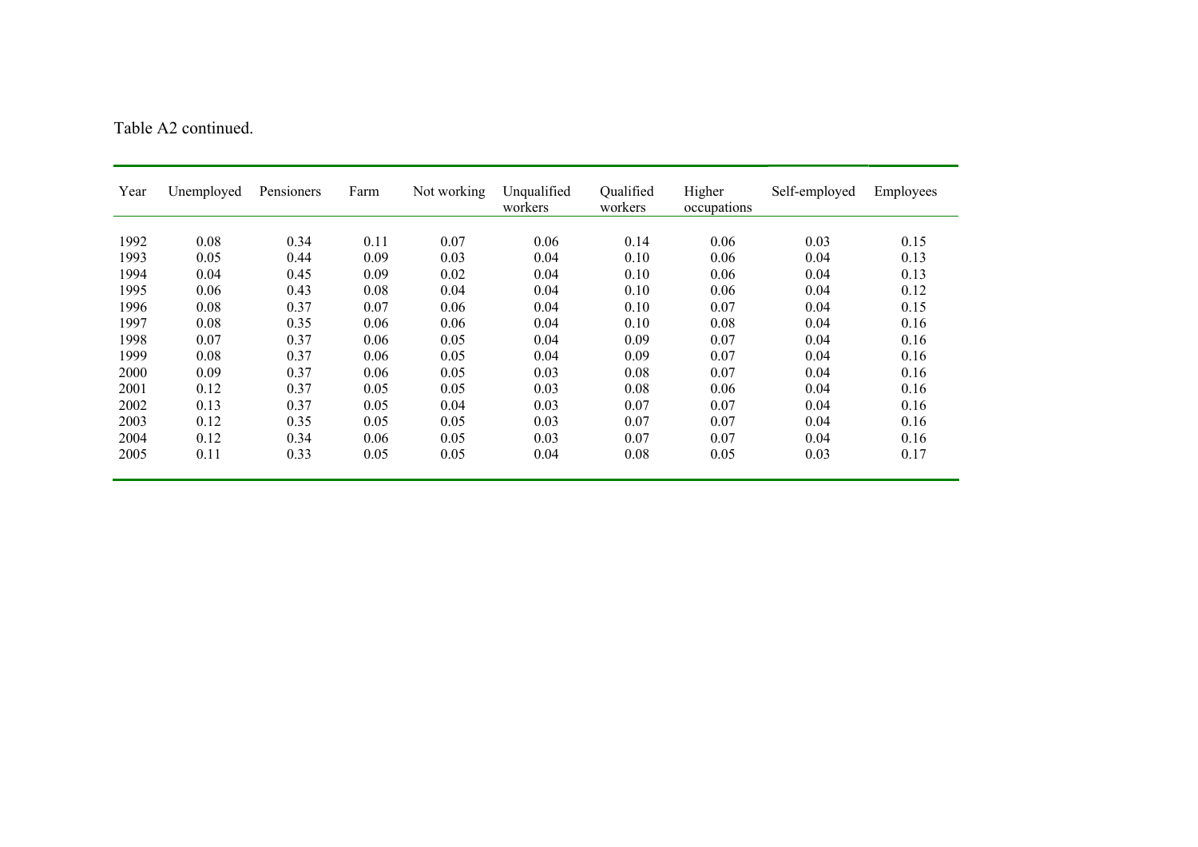Table A2 continued.

| Year | Unemployed | Pensioners | Farm | Not working | Unqualified workers | Qualified workers | Higher occupations | Self-employed | Employees |
|---|---|---|---|---|---|---|---|---|---|
| 1992 | 0.08 | 0.34 | 0.11 | 0.07 | 0.06 | 0.14 | 0.06 | 0.03 | 0.15 |
| 1993 | 0.05 | 0.44 | 0.09 | 0.03 | 0.04 | 0.10 | 0.06 | 0.04 | 0.13 |
| 1994 | 0.04 | 0.45 | 0.09 | 0.02 | 0.04 | 0.10 | 0.06 | 0.04 | 0.13 |
| 1995 | 0.06 | 0.43 | 0.08 | 0.04 | 0.04 | 0.10 | 0.06 | 0.04 | 0.12 |
| 1996 | 0.08 | 0.37 | 0.07 | 0.06 | 0.04 | 0.10 | 0.07 | 0.04 | 0.15 |
| 1997 | 0.08 | 0.35 | 0.06 | 0.06 | 0.04 | 0.10 | 0.08 | 0.04 | 0.16 |
| 1998 | 0.07 | 0.37 | 0.06 | 0.05 | 0.04 | 0.09 | 0.07 | 0.04 | 0.16 |
| 1999 | 0.08 | 0.37 | 0.06 | 0.05 | 0.04 | 0.09 | 0.07 | 0.04 | 0.16 |
| 2000 | 0.09 | 0.37 | 0.06 | 0.05 | 0.03 | 0.08 | 0.07 | 0.04 | 0.16 |
| 2001 | 0.12 | 0.37 | 0.05 | 0.05 | 0.03 | 0.08 | 0.06 | 0.04 | 0.16 |
| 2002 | 0.13 | 0.37 | 0.05 | 0.04 | 0.03 | 0.07 | 0.07 | 0.04 | 0.16 |
| 2003 | 0.12 | 0.35 | 0.05 | 0.05 | 0.03 | 0.07 | 0.07 | 0.04 | 0.16 |
| 2004 | 0.12 | 0.34 | 0.06 | 0.05 | 0.03 | 0.07 | 0.07 | 0.04 | 0.16 |
| 2005 | 0.11 | 0.33 | 0.05 | 0.05 | 0.04 | 0.08 | 0.05 | 0.03 | 0.17 |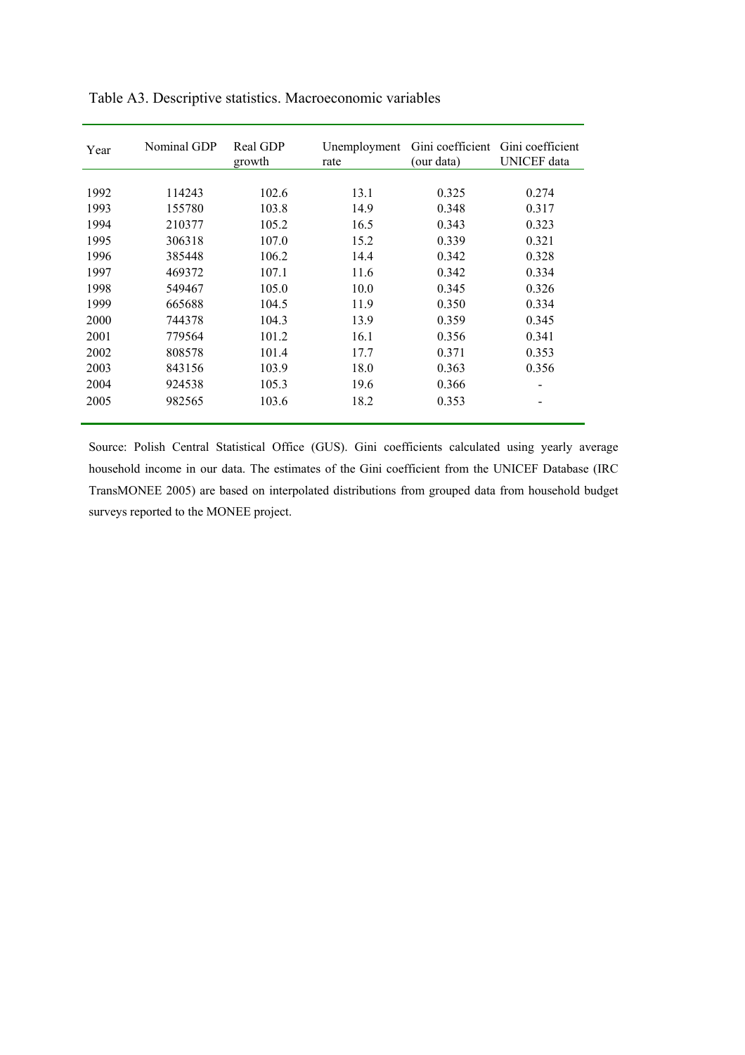Table A3. Descriptive statistics. Macroeconomic variables

| Year | Nominal GDP | Real GDP growth | Unemployment rate | Gini coefficient (our data) | Gini coefficient UNICEF data |
|---|---|---|---|---|---|
| 1992 | 114243 | 102.6 | 13.1 | 0.325 | 0.274 |
| 1993 | 155780 | 103.8 | 14.9 | 0.348 | 0.317 |
| 1994 | 210377 | 105.2 | 16.5 | 0.343 | 0.323 |
| 1995 | 306318 | 107.0 | 15.2 | 0.339 | 0.321 |
| 1996 | 385448 | 106.2 | 14.4 | 0.342 | 0.328 |
| 1997 | 469372 | 107.1 | 11.6 | 0.342 | 0.334 |
| 1998 | 549467 | 105.0 | 10.0 | 0.345 | 0.326 |
| 1999 | 665688 | 104.5 | 11.9 | 0.350 | 0.334 |
| 2000 | 744378 | 104.3 | 13.9 | 0.359 | 0.345 |
| 2001 | 779564 | 101.2 | 16.1 | 0.356 | 0.341 |
| 2002 | 808578 | 101.4 | 17.7 | 0.371 | 0.353 |
| 2003 | 843156 | 103.9 | 18.0 | 0.363 | 0.356 |
| 2004 | 924538 | 105.3 | 19.6 | 0.366 | - |
| 2005 | 982565 | 103.6 | 18.2 | 0.353 | - |

Source: Polish Central Statistical Office (GUS). Gini coefficients calculated using yearly average household income in our data. The estimates of the Gini coefficient from the UNICEF Database (IRC TransMONEE 2005) are based on interpolated distributions from grouped data from household budget surveys reported to the MONEE project.